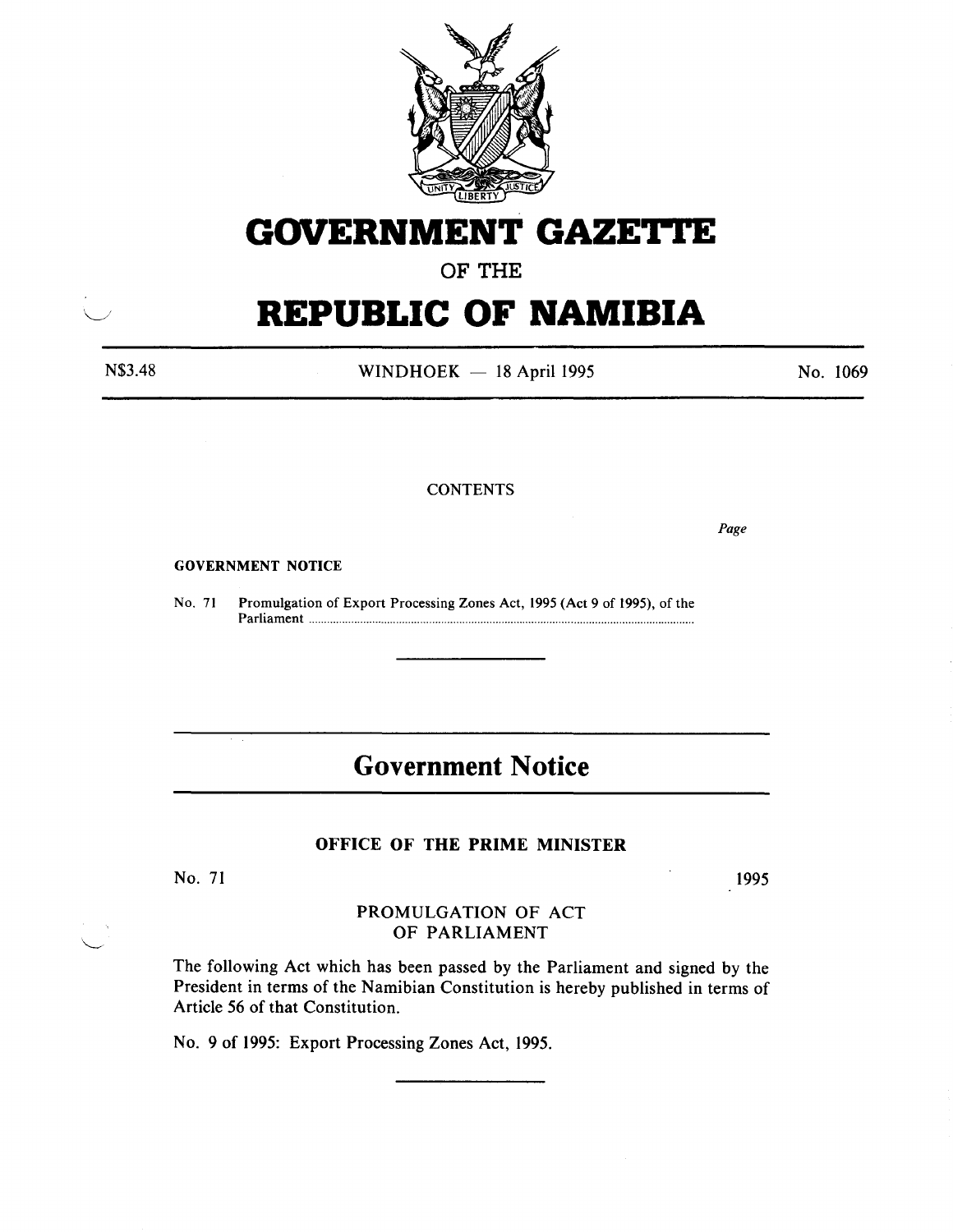# GOVERNMENT GAZETTE

OF THE

# REPUBLIC OF NAMIBIA

N$3.48 WINDHOEK — 18 April 1995 No. 1069

CONTENTS

*Page*

**GOVERNMENT NOTICE**

No. 71 Promulgation of Export Processing Zones Act, 1995 (Act 9 of 1995), of the Parliament ..........

## Government Notice

### OFFICE OF THE PRIME MINISTER

No. 71 1995

PROMULGATION OF ACT
OF PARLIAMENT

The following Act which has been passed by the Parliament and signed by the President in terms of the Namibian Constitution is hereby published in terms of Article 56 of that Constitution.

No. 9 of 1995: Export Processing Zones Act, 1995.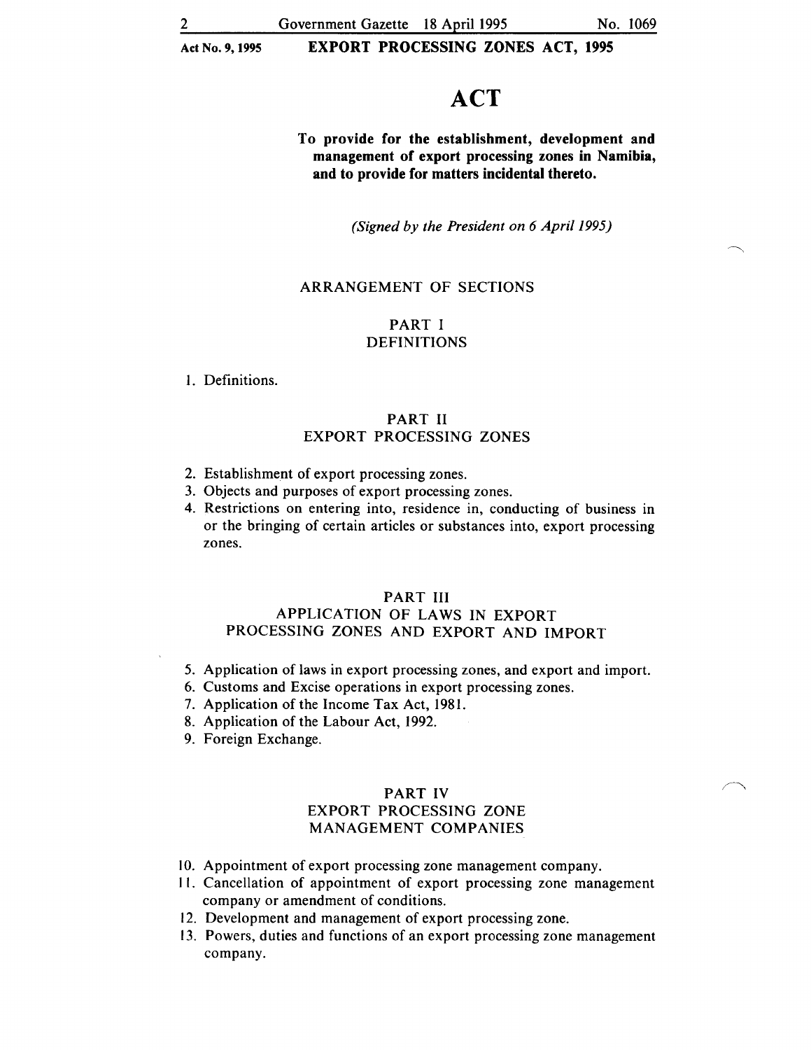# ACT

**To provide for the establishment, development and management of export processing zones in Namibia, and to provide for matters incidental thereto.**

*(Signed by the President on 6 April 1995)*

## ARRANGEMENT OF SECTIONS

### PART I
### DEFINITIONS

1. Definitions.

### PART II
### EXPORT PROCESSING ZONES

2. Establishment of export processing zones.
3. Objects and purposes of export processing zones.
4. Restrictions on entering into, residence in, conducting of business in or the bringing of certain articles or substances into, export processing zones.

### PART III
### APPLICATION OF LAWS IN EXPORT PROCESSING ZONES AND EXPORT AND IMPORT

5. Application of laws in export processing zones, and export and import.
6. Customs and Excise operations in export processing zones.
7. Application of the Income Tax Act, 1981.
8. Application of the Labour Act, 1992.
9. Foreign Exchange.

### PART IV
### EXPORT PROCESSING ZONE MANAGEMENT COMPANIES

10. Appointment of export processing zone management company.
11. Cancellation of appointment of export processing zone management company or amendment of conditions.
12. Development and management of export processing zone.
13. Powers, duties and functions of an export processing zone management company.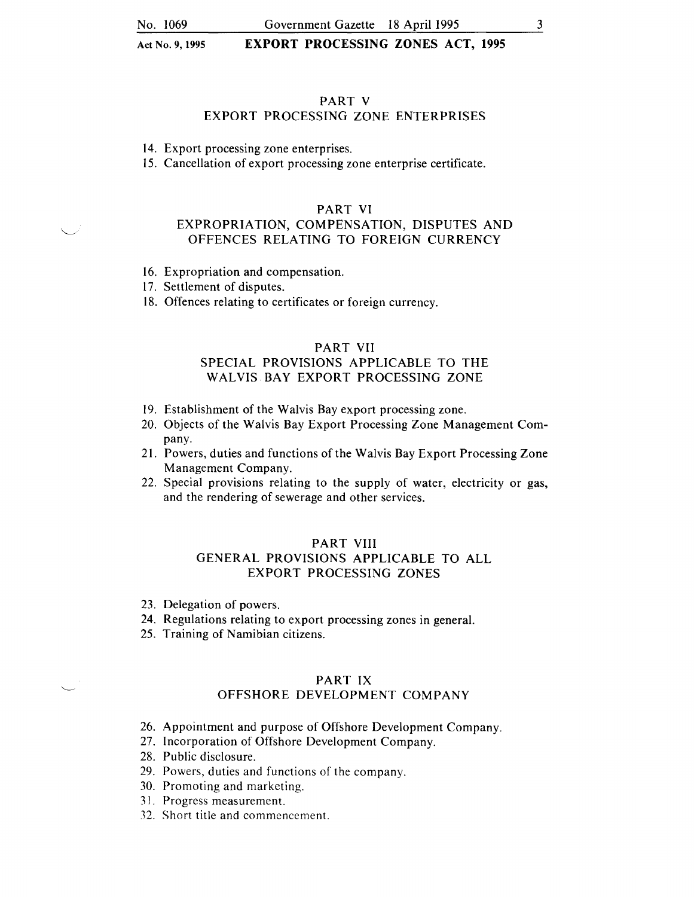## PART V
## EXPORT PROCESSING ZONE ENTERPRISES

14. Export processing zone enterprises.
15. Cancellation of export processing zone enterprise certificate.

## PART VI
## EXPROPRIATION, COMPENSATION, DISPUTES AND OFFENCES RELATING TO FOREIGN CURRENCY

16. Expropriation and compensation.
17. Settlement of disputes.
18. Offences relating to certificates or foreign currency.

## PART VII
## SPECIAL PROVISIONS APPLICABLE TO THE WALVIS BAY EXPORT PROCESSING ZONE

19. Establishment of the Walvis Bay export processing zone.
20. Objects of the Walvis Bay Export Processing Zone Management Company.
21. Powers, duties and functions of the Walvis Bay Export Processing Zone Management Company.
22. Special provisions relating to the supply of water, electricity or gas, and the rendering of sewerage and other services.

## PART VIII
## GENERAL PROVISIONS APPLICABLE TO ALL EXPORT PROCESSING ZONES

23. Delegation of powers.
24. Regulations relating to export processing zones in general.
25. Training of Namibian citizens.

## PART IX
## OFFSHORE DEVELOPMENT COMPANY

26. Appointment and purpose of Offshore Development Company.
27. Incorporation of Offshore Development Company.
28. Public disclosure.
29. Powers, duties and functions of the company.
30. Promoting and marketing.
31. Progress measurement.
32. Short title and commencement.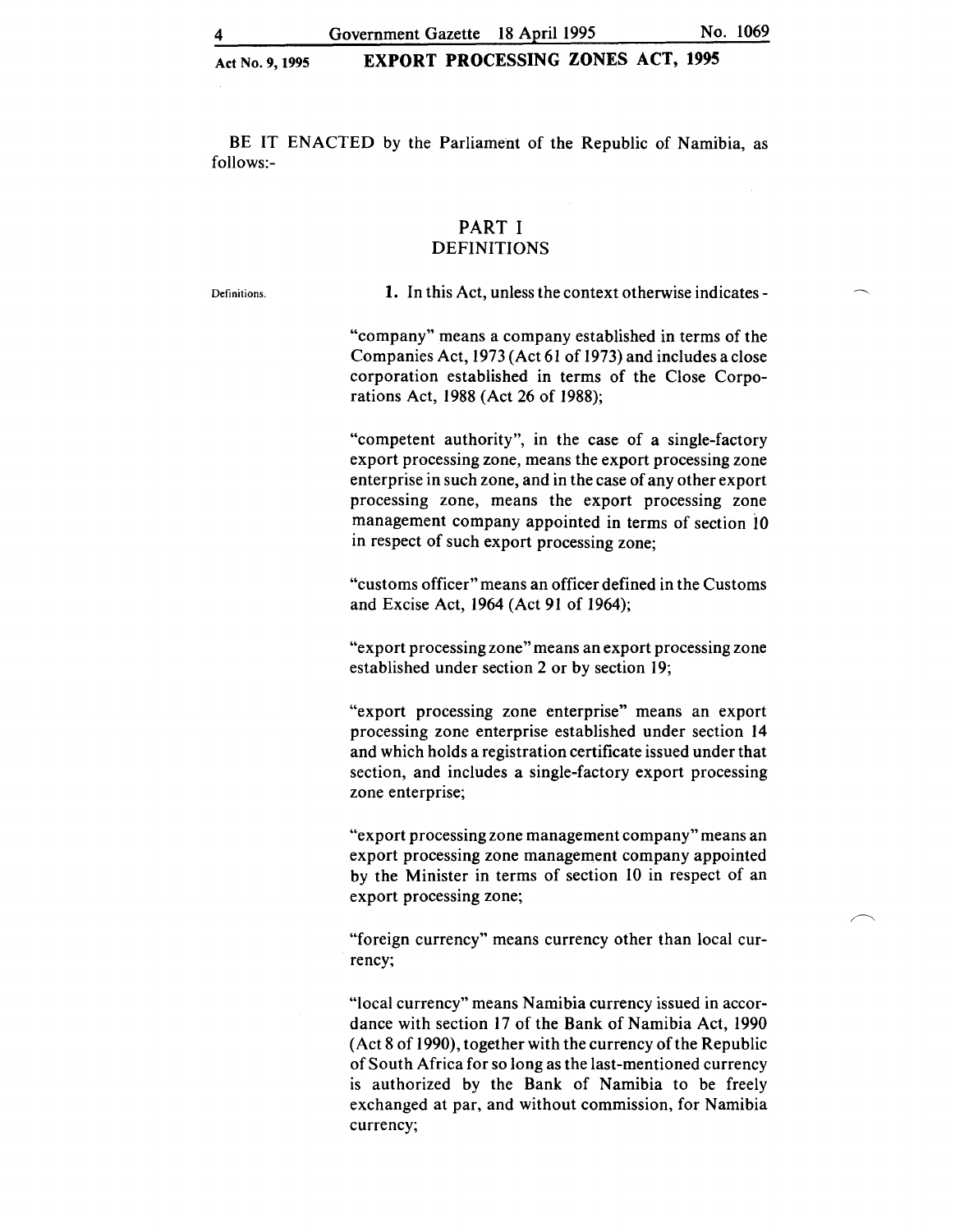BE IT ENACTED by the Parliament of the Republic of Namibia, as follows:-

## PART I
## DEFINITIONS

Definitions.

**1.** In this Act, unless the context otherwise indicates -

"company" means a company established in terms of the Companies Act, 1973 (Act 61 of 1973) and includes a close corporation established in terms of the Close Corporations Act, 1988 (Act 26 of 1988);

"competent authority", in the case of a single-factory export processing zone, means the export processing zone enterprise in such zone, and in the case of any other export processing zone, means the export processing zone management company appointed in terms of section 10 in respect of such export processing zone;

"customs officer" means an officer defined in the Customs and Excise Act, 1964 (Act 91 of 1964);

"export processing zone" means an export processing zone established under section 2 or by section 19;

"export processing zone enterprise" means an export processing zone enterprise established under section 14 and which holds a registration certificate issued under that section, and includes a single-factory export processing zone enterprise;

"export processing zone management company" means an export processing zone management company appointed by the Minister in terms of section 10 in respect of an export processing zone;

"foreign currency" means currency other than local currency;

"local currency" means Namibia currency issued in accordance with section 17 of the Bank of Namibia Act, 1990 (Act 8 of 1990), together with the currency of the Republic of South Africa for so long as the last-mentioned currency is authorized by the Bank of Namibia to be freely exchanged at par, and without commission, for Namibia currency;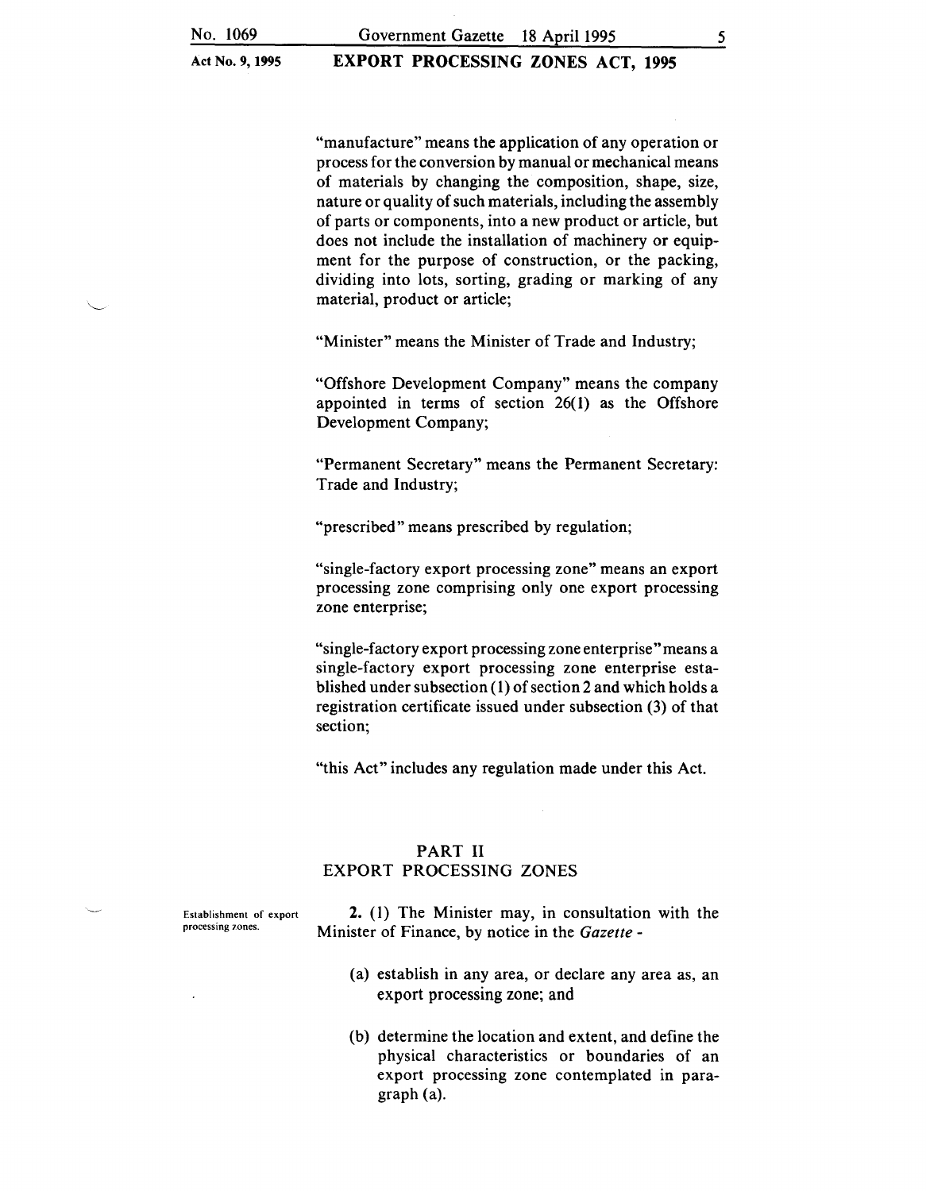"manufacture" means the application of any operation or process for the conversion by manual or mechanical means of materials by changing the composition, shape, size, nature or quality of such materials, including the assembly of parts or components, into a new product or article, but does not include the installation of machinery or equipment for the purpose of construction, or the packing, dividing into lots, sorting, grading or marking of any material, product or article;

"Minister" means the Minister of Trade and Industry;

"Offshore Development Company" means the company appointed in terms of section 26(1) as the Offshore Development Company;

"Permanent Secretary" means the Permanent Secretary: Trade and Industry;

"prescribed" means prescribed by regulation;

"single-factory export processing zone" means an export processing zone comprising only one export processing zone enterprise;

"single-factory export processing zone enterprise" means a single-factory export processing zone enterprise established under subsection (1) of section 2 and which holds a registration certificate issued under subsection (3) of that section;

"this Act" includes any regulation made under this Act.

## PART II
## EXPORT PROCESSING ZONES

Establishment of export processing zones.

**2.** (1) The Minister may, in consultation with the Minister of Finance, by notice in the *Gazette* -

(a) establish in any area, or declare any area as, an export processing zone; and

(b) determine the location and extent, and define the physical characteristics or boundaries of an export processing zone contemplated in paragraph (a).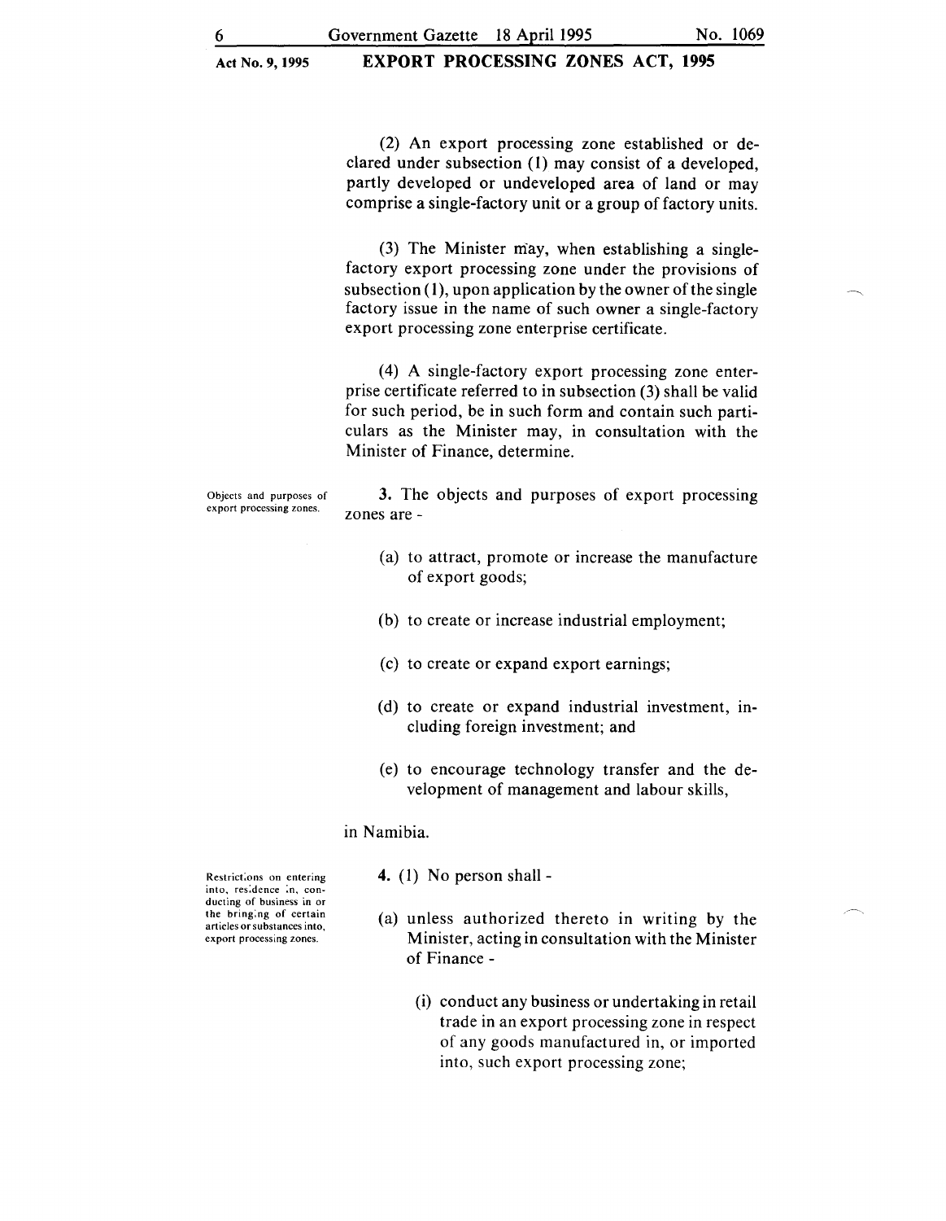(2) An export processing zone established or declared under subsection (1) may consist of a developed, partly developed or undeveloped area of land or may comprise a single-factory unit or a group of factory units.

(3) The Minister may, when establishing a single-factory export processing zone under the provisions of subsection (1), upon application by the owner of the single factory issue in the name of such owner a single-factory export processing zone enterprise certificate.

(4) A single-factory export processing zone enterprise certificate referred to in subsection (3) shall be valid for such period, be in such form and contain such particulars as the Minister may, in consultation with the Minister of Finance, determine.

**Objects and purposes of export processing zones.**

**3.** The objects and purposes of export processing zones are -

(a) to attract, promote or increase the manufacture of export goods;

(b) to create or increase industrial employment;

(c) to create or expand export earnings;

(d) to create or expand industrial investment, including foreign investment; and

(e) to encourage technology transfer and the development of management and labour skills,

in Namibia.

**Restrictions on entering into, residence in, conducting of business in or the bringing of certain articles or substances into, export processing zones.**

**4.** (1) No person shall -

(a) unless authorized thereto in writing by the Minister, acting in consultation with the Minister of Finance -

(i) conduct any business or undertaking in retail trade in an export processing zone in respect of any goods manufactured in, or imported into, such export processing zone;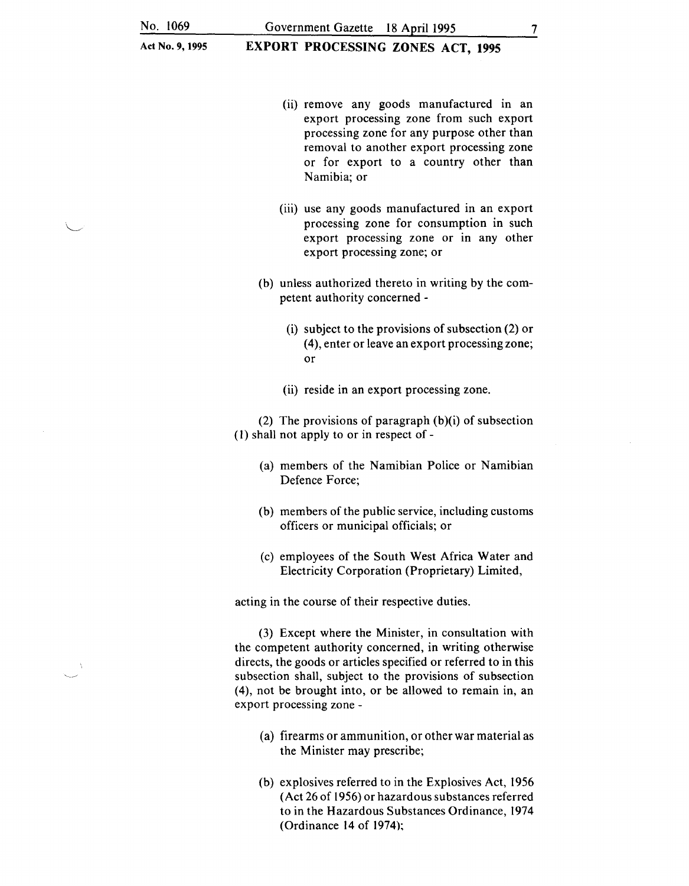(ii) remove any goods manufactured in an export processing zone from such export processing zone for any purpose other than removal to another export processing zone or for export to a country other than Namibia; or

(iii) use any goods manufactured in an export processing zone for consumption in such export processing zone or in any other export processing zone; or

(b) unless authorized thereto in writing by the competent authority concerned -

(i) subject to the provisions of subsection (2) or (4), enter or leave an export processing zone; or

(ii) reside in an export processing zone.

(2) The provisions of paragraph (b)(i) of subsection (1) shall not apply to or in respect of -

(a) members of the Namibian Police or Namibian Defence Force;

(b) members of the public service, including customs officers or municipal officials; or

(c) employees of the South West Africa Water and Electricity Corporation (Proprietary) Limited,

acting in the course of their respective duties.

(3) Except where the Minister, in consultation with the competent authority concerned, in writing otherwise directs, the goods or articles specified or referred to in this subsection shall, subject to the provisions of subsection (4), not be brought into, or be allowed to remain in, an export processing zone -

(a) firearms or ammunition, or other war material as the Minister may prescribe;

(b) explosives referred to in the Explosives Act, 1956 (Act 26 of 1956) or hazardous substances referred to in the Hazardous Substances Ordinance, 1974 (Ordinance 14 of 1974);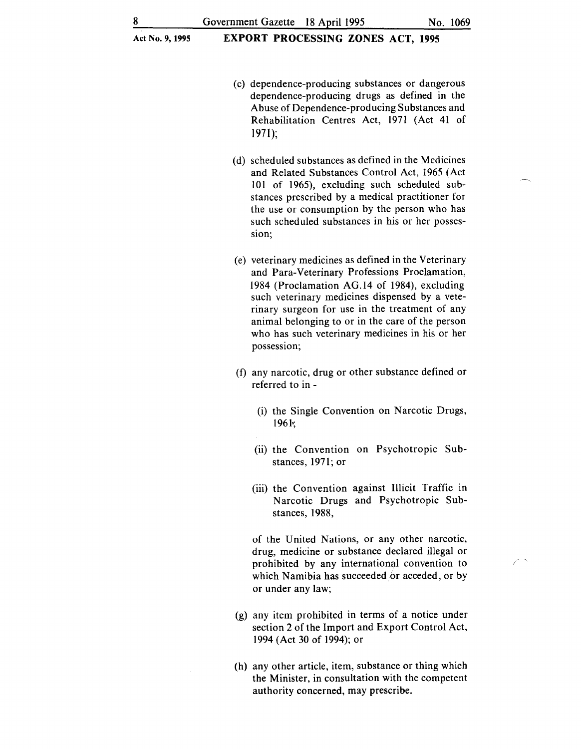(c) dependence-producing substances or dangerous dependence-producing drugs as defined in the Abuse of Dependence-producing Substances and Rehabilitation Centres Act, 1971 (Act 41 of 1971);

(d) scheduled substances as defined in the Medicines and Related Substances Control Act, 1965 (Act 101 of 1965), excluding such scheduled substances prescribed by a medical practitioner for the use or consumption by the person who has such scheduled substances in his or her possession;

(e) veterinary medicines as defined in the Veterinary and Para-Veterinary Professions Proclamation, 1984 (Proclamation AG.14 of 1984), excluding such veterinary medicines dispensed by a veterinary surgeon for use in the treatment of any animal belonging to or in the care of the person who has such veterinary medicines in his or her possession;

(f) any narcotic, drug or other substance defined or referred to in -

   (i) the Single Convention on Narcotic Drugs, 1961;

   (ii) the Convention on Psychotropic Substances, 1971; or

   (iii) the Convention against Illicit Traffic in Narcotic Drugs and Psychotropic Substances, 1988,

   of the United Nations, or any other narcotic, drug, medicine or substance declared illegal or prohibited by any international convention to which Namibia has succeeded or acceded, or by or under any law;

(g) any item prohibited in terms of a notice under section 2 of the Import and Export Control Act, 1994 (Act 30 of 1994); or

(h) any other article, item, substance or thing which the Minister, in consultation with the competent authority concerned, may prescribe.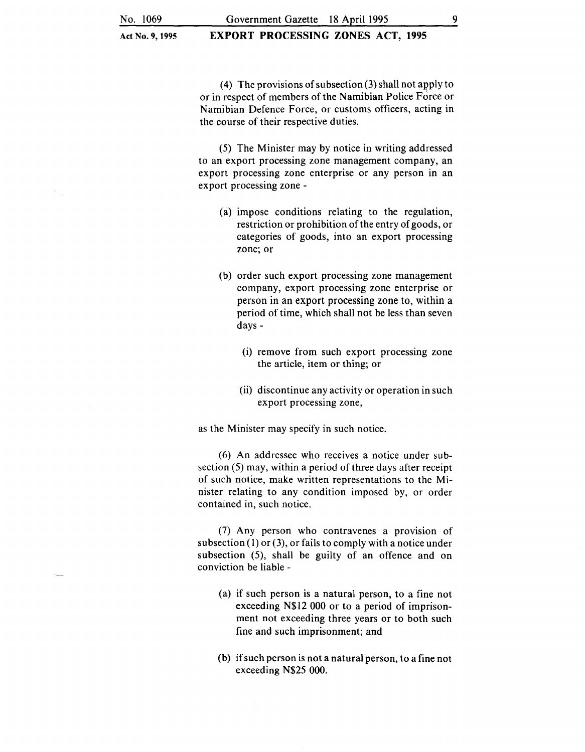(4) The provisions of subsection (3) shall not apply to or in respect of members of the Namibian Police Force or Namibian Defence Force, or customs officers, acting in the course of their respective duties.

(5) The Minister may by notice in writing addressed to an export processing zone management company, an export processing zone enterprise or any person in an export processing zone -

(a) impose conditions relating to the regulation, restriction or prohibition of the entry of goods, or categories of goods, into an export processing zone; or

(b) order such export processing zone management company, export processing zone enterprise or person in an export processing zone to, within a period of time, which shall not be less than seven days -

(i) remove from such export processing zone the article, item or thing; or

(ii) discontinue any activity or operation in such export processing zone,

as the Minister may specify in such notice.

(6) An addressee who receives a notice under subsection (5) may, within a period of three days after receipt of such notice, make written representations to the Minister relating to any condition imposed by, or order contained in, such notice.

(7) Any person who contravenes a provision of subsection (1) or (3), or fails to comply with a notice under subsection (5), shall be guilty of an offence and on conviction be liable -

(a) if such person is a natural person, to a fine not exceeding N$12 000 or to a period of imprisonment not exceeding three years or to both such fine and such imprisonment; and

(b) if such person is not a natural person, to a fine not exceeding N$25 000.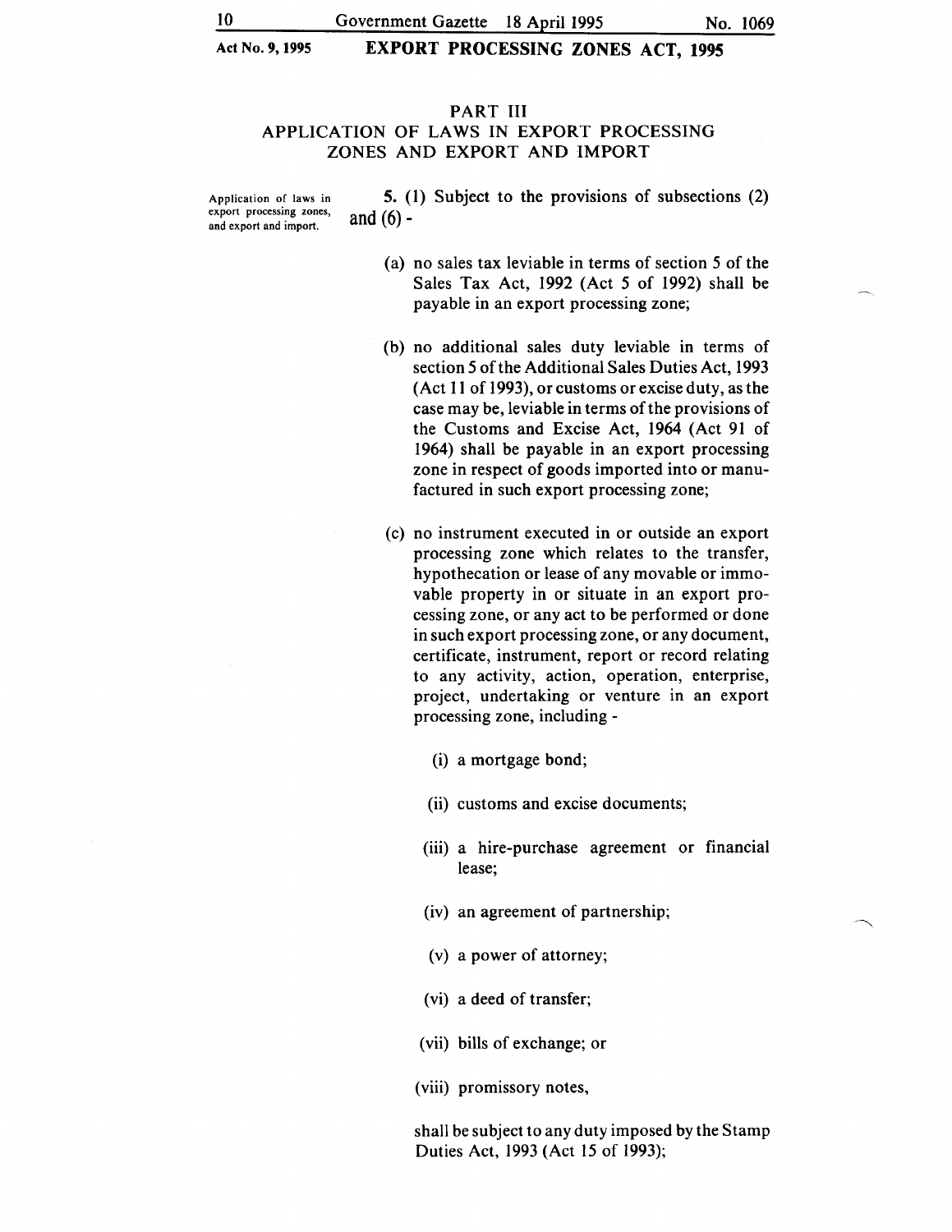## PART III
## APPLICATION OF LAWS IN EXPORT PROCESSING ZONES AND EXPORT AND IMPORT

Application of laws in export processing zones, and export and import.

**5.** (1) Subject to the provisions of subsections (2) and (6) -

(a) no sales tax leviable in terms of section 5 of the Sales Tax Act, 1992 (Act 5 of 1992) shall be payable in an export processing zone;

(b) no additional sales duty leviable in terms of section 5 of the Additional Sales Duties Act, 1993 (Act 11 of 1993), or customs or excise duty, as the case may be, leviable in terms of the provisions of the Customs and Excise Act, 1964 (Act 91 of 1964) shall be payable in an export processing zone in respect of goods imported into or manufactured in such export processing zone;

(c) no instrument executed in or outside an export processing zone which relates to the transfer, hypothecation or lease of any movable or immovable property in or situate in an export processing zone, or any act to be performed or done in such export processing zone, or any document, certificate, instrument, report or record relating to any activity, action, operation, enterprise, project, undertaking or venture in an export processing zone, including -

(i) a mortgage bond;

(ii) customs and excise documents;

(iii) a hire-purchase agreement or financial lease;

(iv) an agreement of partnership;

(v) a power of attorney;

(vi) a deed of transfer;

(vii) bills of exchange; or

(viii) promissory notes,

shall be subject to any duty imposed by the Stamp Duties Act, 1993 (Act 15 of 1993);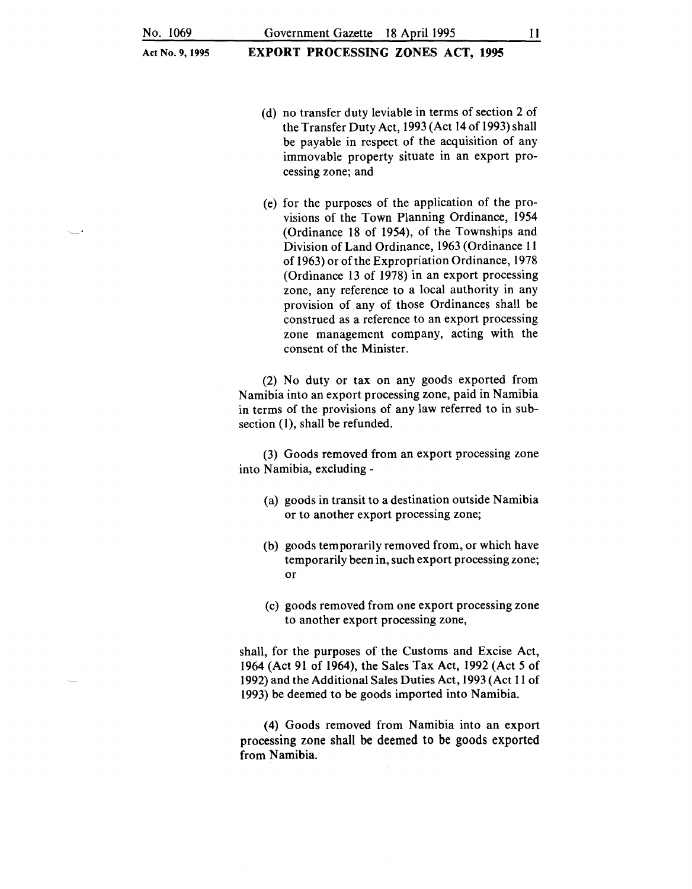(d) no transfer duty leviable in terms of section 2 of the Transfer Duty Act, 1993 (Act 14 of 1993) shall be payable in respect of the acquisition of any immovable property situate in an export processing zone; and

(e) for the purposes of the application of the provisions of the Town Planning Ordinance, 1954 (Ordinance 18 of 1954), of the Townships and Division of Land Ordinance, 1963 (Ordinance 11 of 1963) or of the Expropriation Ordinance, 1978 (Ordinance 13 of 1978) in an export processing zone, any reference to a local authority in any provision of any of those Ordinances shall be construed as a reference to an export processing zone management company, acting with the consent of the Minister.

(2) No duty or tax on any goods exported from Namibia into an export processing zone, paid in Namibia in terms of the provisions of any law referred to in subsection (1), shall be refunded.

(3) Goods removed from an export processing zone into Namibia, excluding -

(a) goods in transit to a destination outside Namibia or to another export processing zone;

(b) goods temporarily removed from, or which have temporarily been in, such export processing zone; or

(c) goods removed from one export processing zone to another export processing zone,

shall, for the purposes of the Customs and Excise Act, 1964 (Act 91 of 1964), the Sales Tax Act, 1992 (Act 5 of 1992) and the Additional Sales Duties Act, 1993 (Act 11 of 1993) be deemed to be goods imported into Namibia.

(4) Goods removed from Namibia into an export processing zone shall be deemed to be goods exported from Namibia.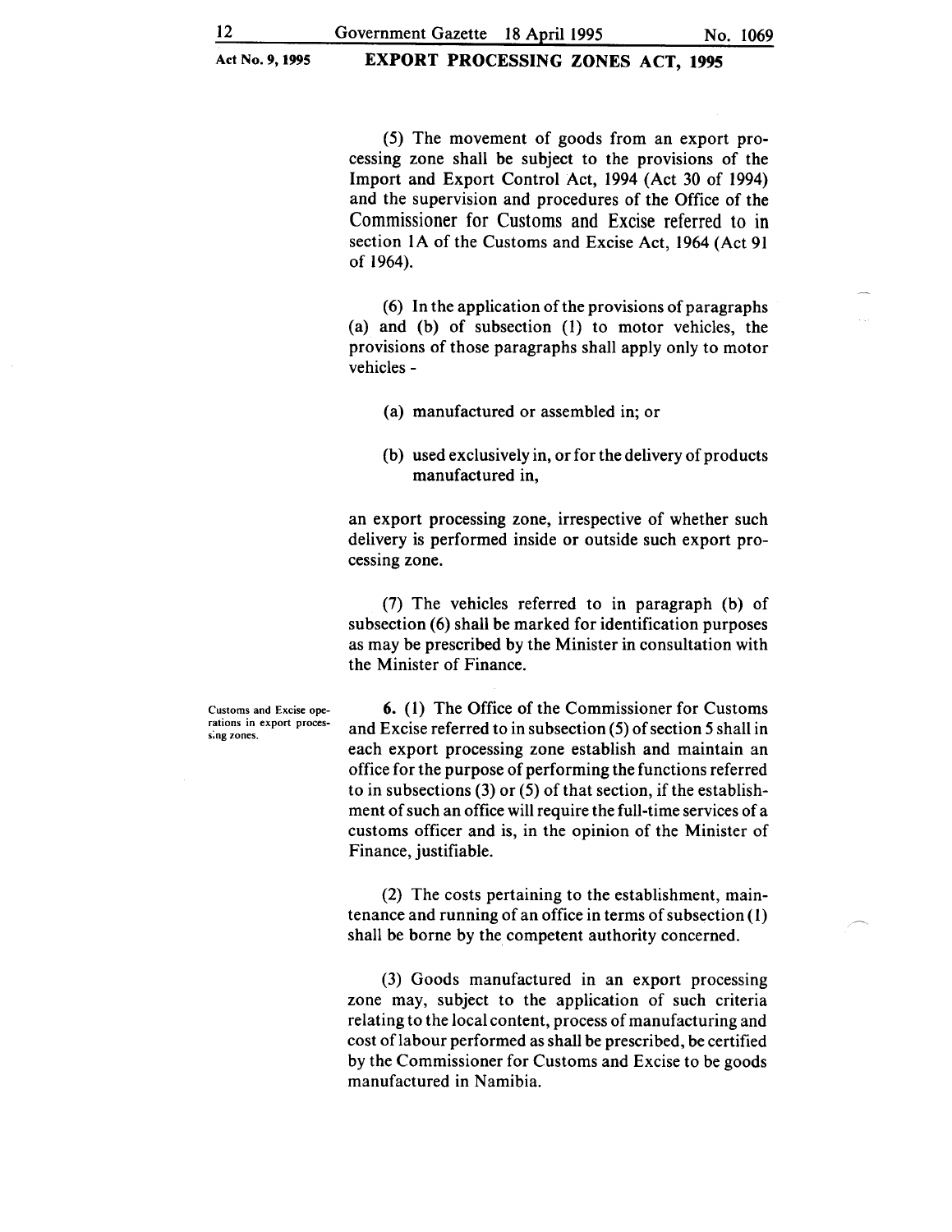(5) The movement of goods from an export processing zone shall be subject to the provisions of the Import and Export Control Act, 1994 (Act 30 of 1994) and the supervision and procedures of the Office of the Commissioner for Customs and Excise referred to in section 1A of the Customs and Excise Act, 1964 (Act 91 of 1964).

(6) In the application of the provisions of paragraphs (a) and (b) of subsection (1) to motor vehicles, the provisions of those paragraphs shall apply only to motor vehicles -

(a) manufactured or assembled in; or

(b) used exclusively in, or for the delivery of products manufactured in,

an export processing zone, irrespective of whether such delivery is performed inside or outside such export processing zone.

(7) The vehicles referred to in paragraph (b) of subsection (6) shall be marked for identification purposes as may be prescribed by the Minister in consultation with the Minister of Finance.

**Customs and Excise operations in export processing zones.**

**6.** (1) The Office of the Commissioner for Customs and Excise referred to in subsection (5) of section 5 shall in each export processing zone establish and maintain an office for the purpose of performing the functions referred to in subsections (3) or (5) of that section, if the establishment of such an office will require the full-time services of a customs officer and is, in the opinion of the Minister of Finance, justifiable.

(2) The costs pertaining to the establishment, maintenance and running of an office in terms of subsection (1) shall be borne by the competent authority concerned.

(3) Goods manufactured in an export processing zone may, subject to the application of such criteria relating to the local content, process of manufacturing and cost of labour performed as shall be prescribed, be certified by the Commissioner for Customs and Excise to be goods manufactured in Namibia.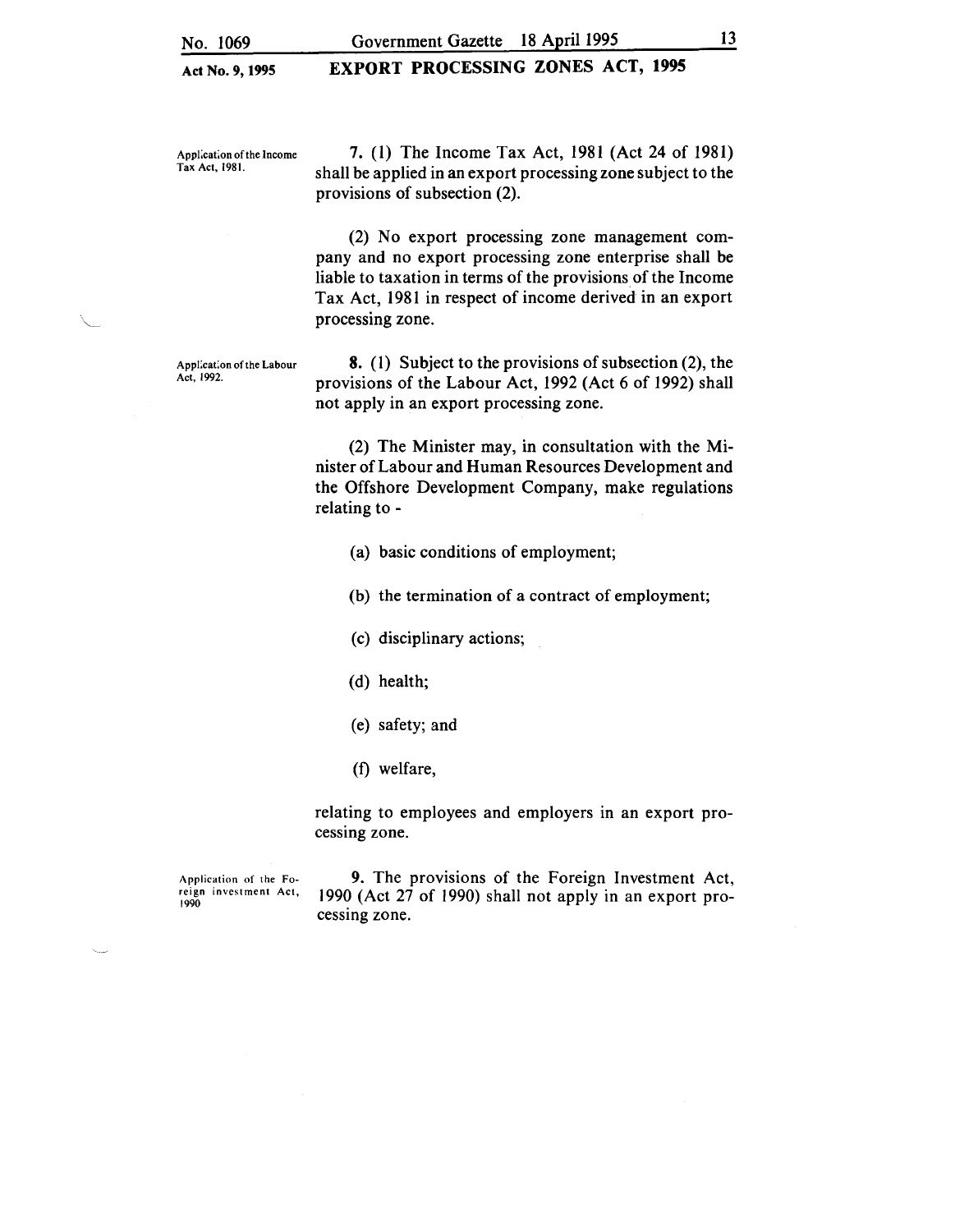Application of the Income Tax Act, 1981.

**7.** (1) The Income Tax Act, 1981 (Act 24 of 1981) shall be applied in an export processing zone subject to the provisions of subsection (2).

(2) No export processing zone management company and no export processing zone enterprise shall be liable to taxation in terms of the provisions of the Income Tax Act, 1981 in respect of income derived in an export processing zone.

Application of the Labour Act, 1992.

**8.** (1) Subject to the provisions of subsection (2), the provisions of the Labour Act, 1992 (Act 6 of 1992) shall not apply in an export processing zone.

(2) The Minister may, in consultation with the Minister of Labour and Human Resources Development and the Offshore Development Company, make regulations relating to -

(a) basic conditions of employment;

(b) the termination of a contract of employment;

(c) disciplinary actions;

(d) health;

(e) safety; and

(f) welfare,

relating to employees and employers in an export processing zone.

Application of the Foreign investment Act, 1990

**9.** The provisions of the Foreign Investment Act, 1990 (Act 27 of 1990) shall not apply in an export processing zone.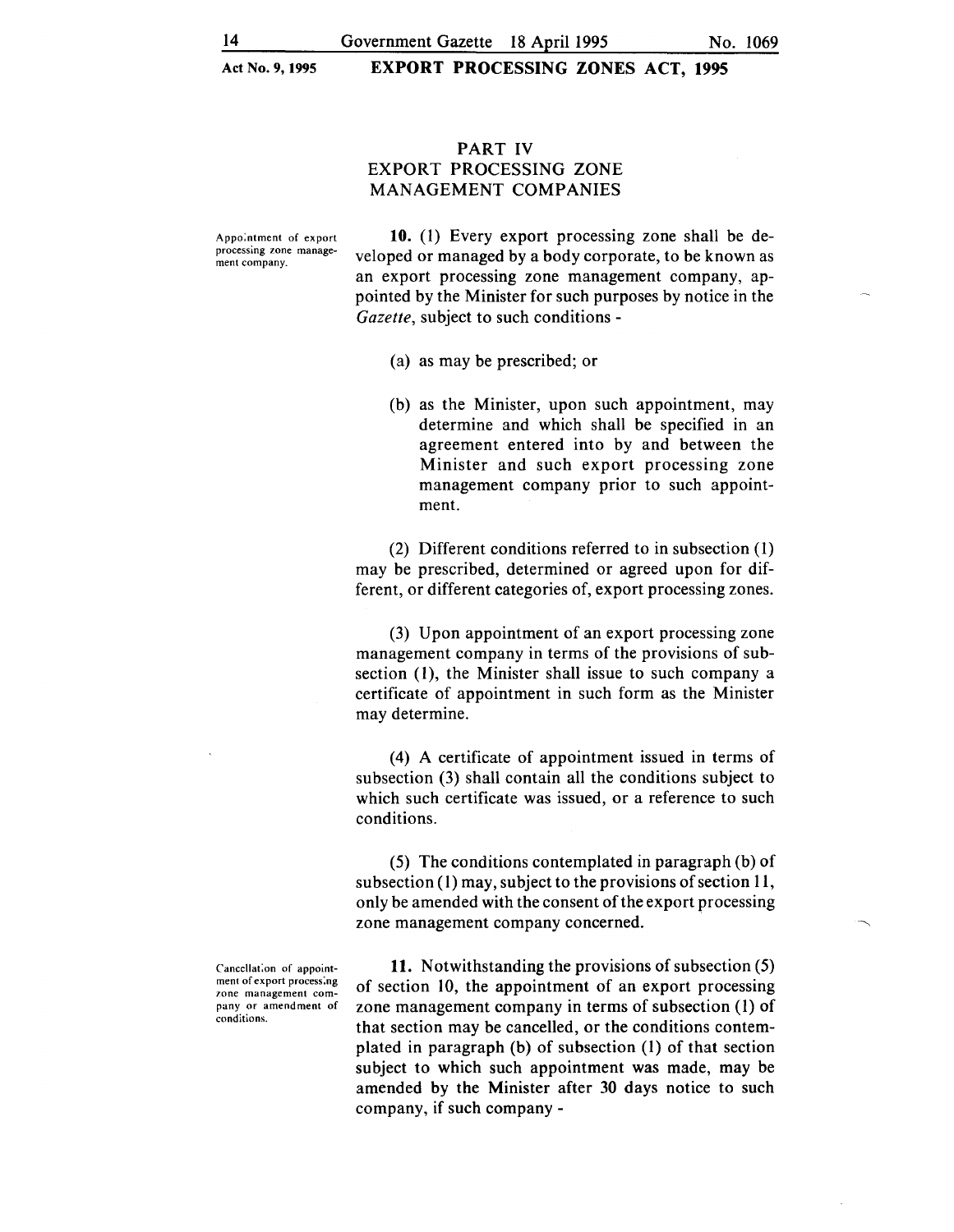## PART IV
## EXPORT PROCESSING ZONE MANAGEMENT COMPANIES

Appointment of export processing zone management company.

**10.** (1) Every export processing zone shall be developed or managed by a body corporate, to be known as an export processing zone management company, appointed by the Minister for such purposes by notice in the *Gazette*, subject to such conditions -

(a) as may be prescribed; or

(b) as the Minister, upon such appointment, may determine and which shall be specified in an agreement entered into by and between the Minister and such export processing zone management company prior to such appointment.

(2) Different conditions referred to in subsection (1) may be prescribed, determined or agreed upon for different, or different categories of, export processing zones.

(3) Upon appointment of an export processing zone management company in terms of the provisions of subsection (1), the Minister shall issue to such company a certificate of appointment in such form as the Minister may determine.

(4) A certificate of appointment issued in terms of subsection (3) shall contain all the conditions subject to which such certificate was issued, or a reference to such conditions.

(5) The conditions contemplated in paragraph (b) of subsection (1) may, subject to the provisions of section 11, only be amended with the consent of the export processing zone management company concerned.

Cancellation of appointment of export processing zone management company or amendment of conditions.

**11.** Notwithstanding the provisions of subsection (5) of section 10, the appointment of an export processing zone management company in terms of subsection (1) of that section may be cancelled, or the conditions contemplated in paragraph (b) of subsection (1) of that section subject to which such appointment was made, may be amended by the Minister after 30 days notice to such company, if such company -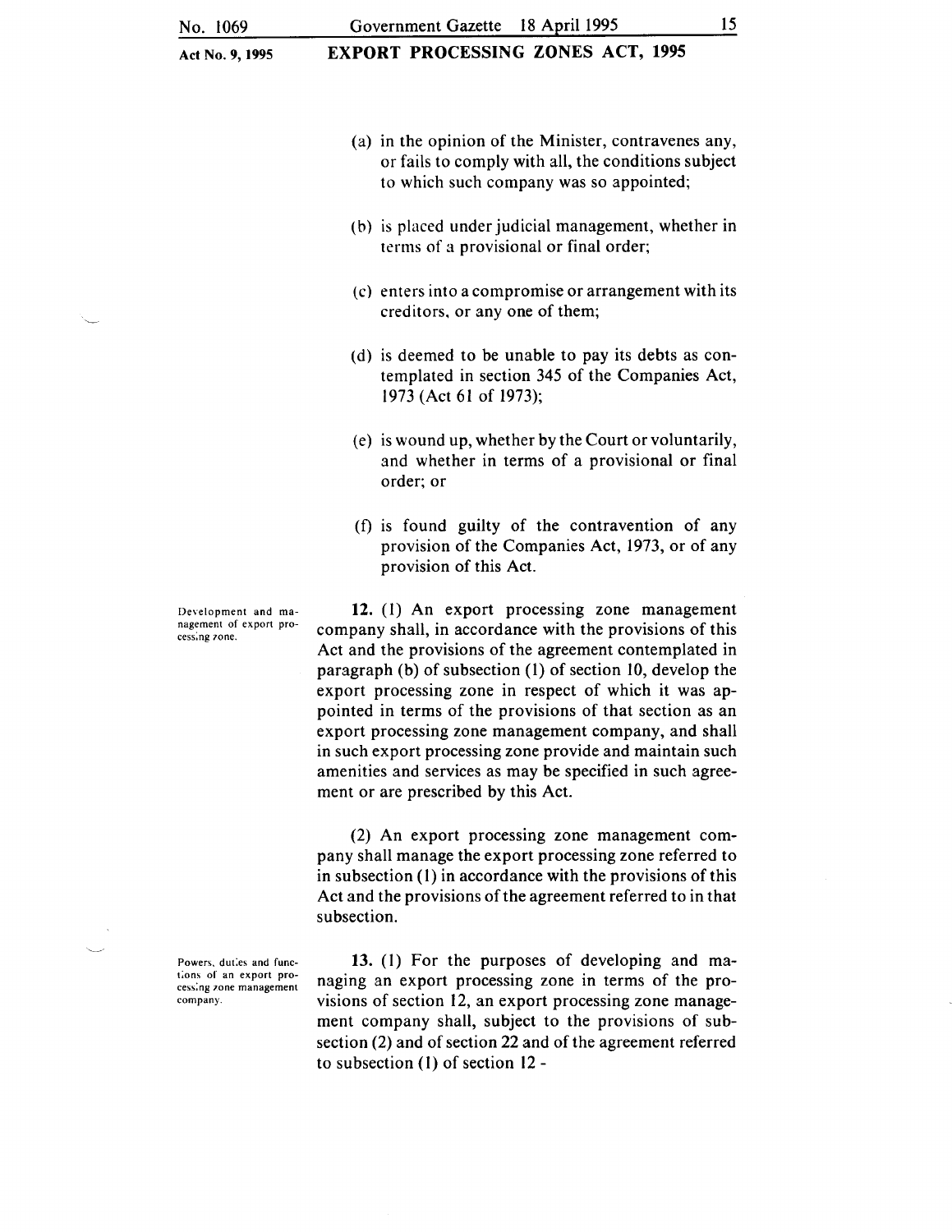(a) in the opinion of the Minister, contravenes any, or fails to comply with all, the conditions subject to which such company was so appointed;

(b) is placed under judicial management, whether in terms of a provisional or final order;

(c) enters into a compromise or arrangement with its creditors, or any one of them;

(d) is deemed to be unable to pay its debts as contemplated in section 345 of the Companies Act, 1973 (Act 61 of 1973);

(e) is wound up, whether by the Court or voluntarily, and whether in terms of a provisional or final order; or

(f) is found guilty of the contravention of any provision of the Companies Act, 1973, or of any provision of this Act.

*Development and management of export processing zone.*

**12.** (1) An export processing zone management company shall, in accordance with the provisions of this Act and the provisions of the agreement contemplated in paragraph (b) of subsection (1) of section 10, develop the export processing zone in respect of which it was appointed in terms of the provisions of that section as an export processing zone management company, and shall in such export processing zone provide and maintain such amenities and services as may be specified in such agreement or are prescribed by this Act.

(2) An export processing zone management company shall manage the export processing zone referred to in subsection (1) in accordance with the provisions of this Act and the provisions of the agreement referred to in that subsection.

*Powers, duties and functions of an export processing zone management company.*

**13.** (1) For the purposes of developing and managing an export processing zone in terms of the provisions of section 12, an export processing zone management company shall, subject to the provisions of subsection (2) and of section 22 and of the agreement referred to subsection (1) of section 12 -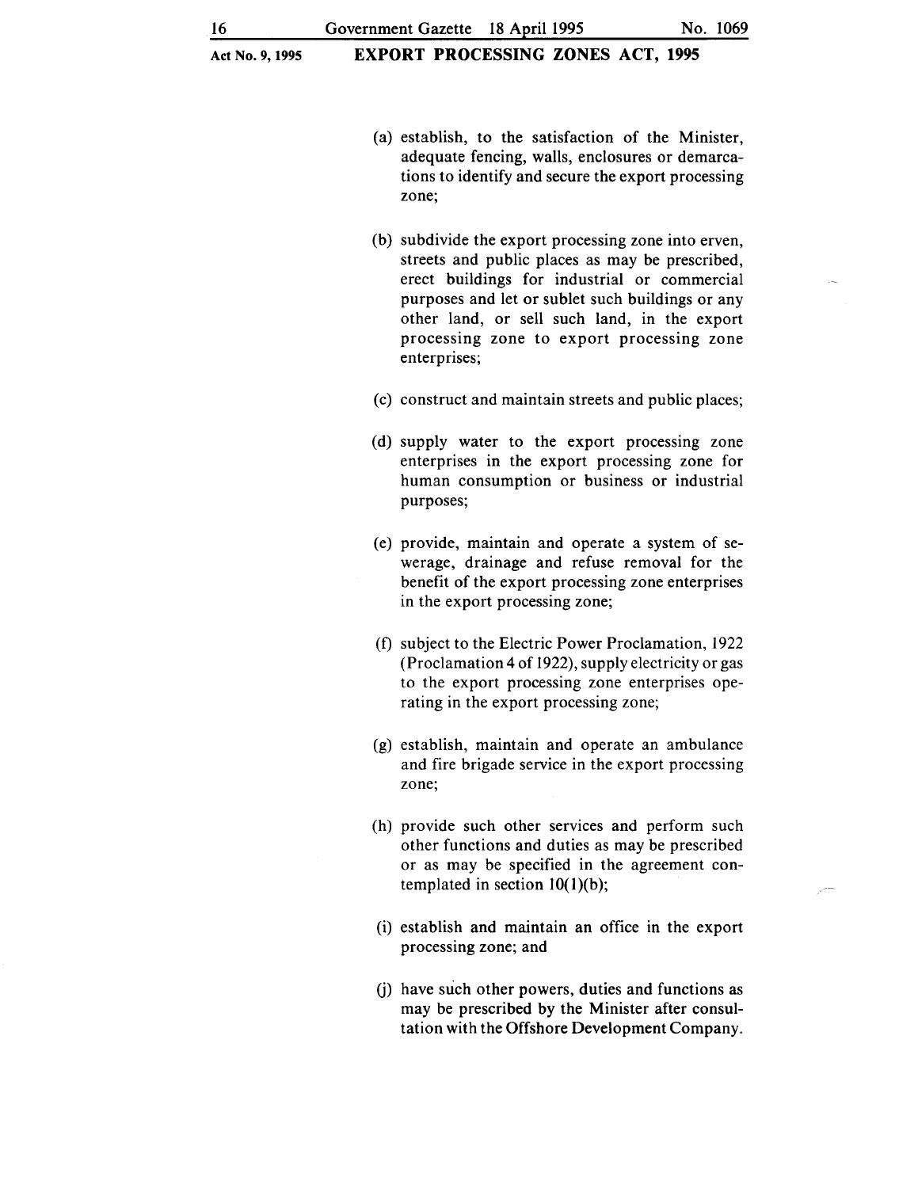(a) establish, to the satisfaction of the Minister, adequate fencing, walls, enclosures or demarcations to identify and secure the export processing zone;

(b) subdivide the export processing zone into erven, streets and public places as may be prescribed, erect buildings for industrial or commercial purposes and let or sublet such buildings or any other land, or sell such land, in the export processing zone to export processing zone enterprises;

(c) construct and maintain streets and public places;

(d) supply water to the export processing zone enterprises in the export processing zone for human consumption or business or industrial purposes;

(e) provide, maintain and operate a system of sewerage, drainage and refuse removal for the benefit of the export processing zone enterprises in the export processing zone;

(f) subject to the Electric Power Proclamation, 1922 (Proclamation 4 of 1922), supply electricity or gas to the export processing zone enterprises operating in the export processing zone;

(g) establish, maintain and operate an ambulance and fire brigade service in the export processing zone;

(h) provide such other services and perform such other functions and duties as may be prescribed or as may be specified in the agreement contemplated in section 10(1)(b);

(i) establish and maintain an office in the export processing zone; and

(j) have such other powers, duties and functions as may be prescribed by the Minister after consultation with the Offshore Development Company.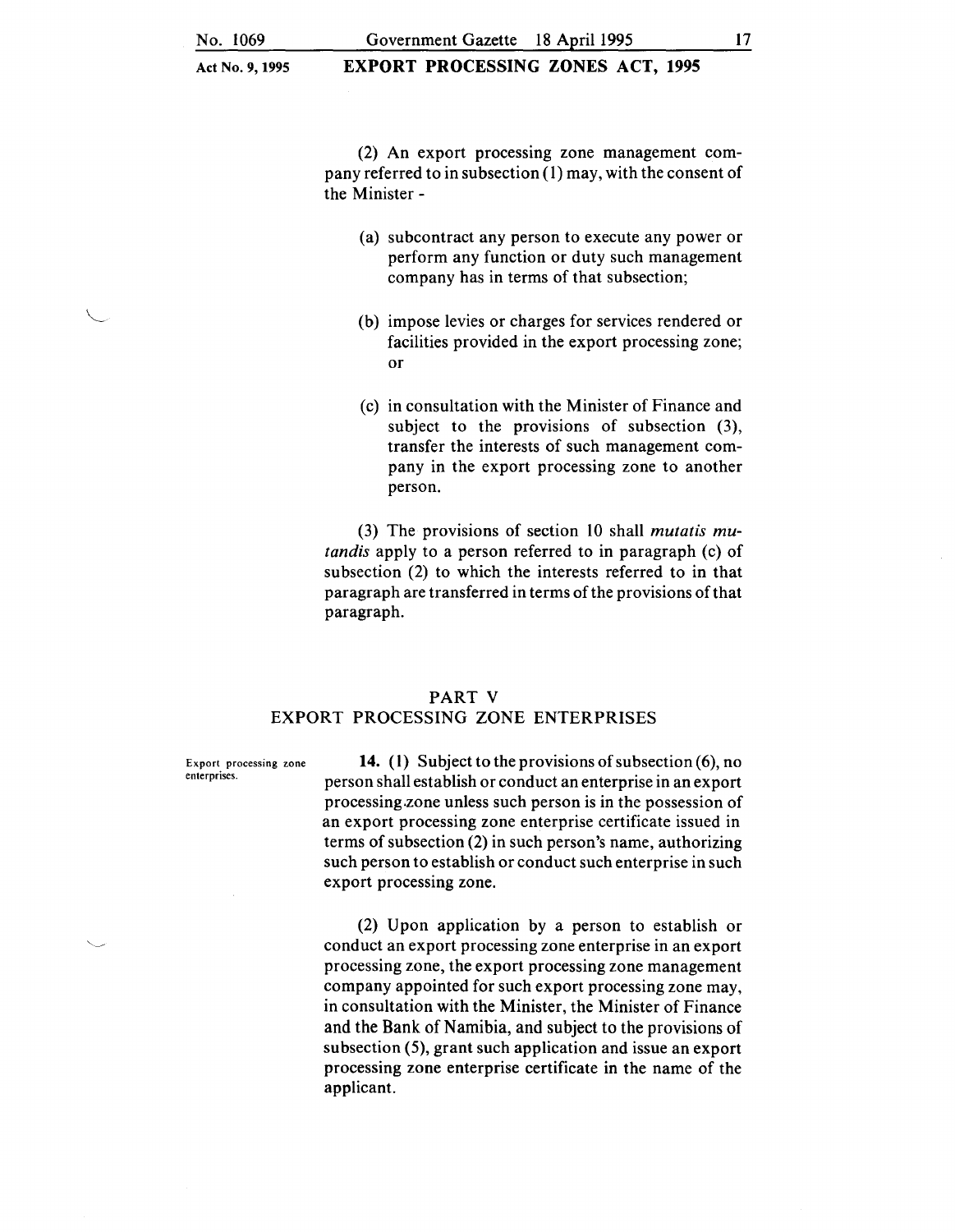(2) An export processing zone management company referred to in subsection (1) may, with the consent of the Minister -

(a) subcontract any person to execute any power or perform any function or duty such management company has in terms of that subsection;

(b) impose levies or charges for services rendered or facilities provided in the export processing zone; or

(c) in consultation with the Minister of Finance and subject to the provisions of subsection (3), transfer the interests of such management company in the export processing zone to another person.

(3) The provisions of section 10 shall *mutatis mutandis* apply to a person referred to in paragraph (c) of subsection (2) to which the interests referred to in that paragraph are transferred in terms of the provisions of that paragraph.

## PART V
## EXPORT PROCESSING ZONE ENTERPRISES

Export processing zone enterprises.

**14.** (1) Subject to the provisions of subsection (6), no person shall establish or conduct an enterprise in an export processing zone unless such person is in the possession of an export processing zone enterprise certificate issued in terms of subsection (2) in such person's name, authorizing such person to establish or conduct such enterprise in such export processing zone.

(2) Upon application by a person to establish or conduct an export processing zone enterprise in an export processing zone, the export processing zone management company appointed for such export processing zone may, in consultation with the Minister, the Minister of Finance and the Bank of Namibia, and subject to the provisions of subsection (5), grant such application and issue an export processing zone enterprise certificate in the name of the applicant.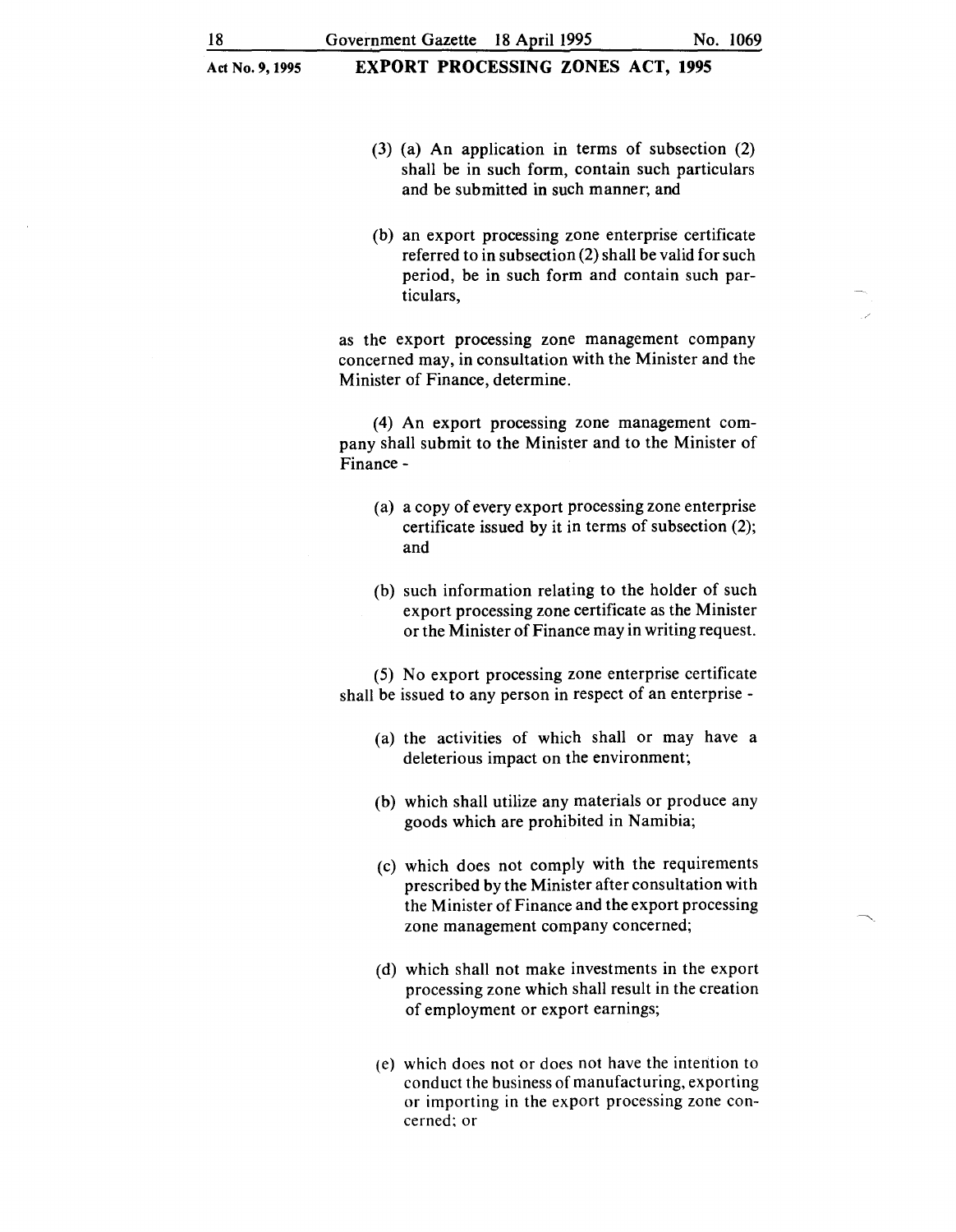(3) (a) An application in terms of subsection (2) shall be in such form, contain such particulars and be submitted in such manner; and

(b) an export processing zone enterprise certificate referred to in subsection (2) shall be valid for such period, be in such form and contain such particulars,

as the export processing zone management company concerned may, in consultation with the Minister and the Minister of Finance, determine.

(4) An export processing zone management company shall submit to the Minister and to the Minister of Finance -

(a) a copy of every export processing zone enterprise certificate issued by it in terms of subsection (2); and

(b) such information relating to the holder of such export processing zone certificate as the Minister or the Minister of Finance may in writing request.

(5) No export processing zone enterprise certificate shall be issued to any person in respect of an enterprise -

(a) the activities of which shall or may have a deleterious impact on the environment;

(b) which shall utilize any materials or produce any goods which are prohibited in Namibia;

(c) which does not comply with the requirements prescribed by the Minister after consultation with the Minister of Finance and the export processing zone management company concerned;

(d) which shall not make investments in the export processing zone which shall result in the creation of employment or export earnings;

(e) which does not or does not have the intention to conduct the business of manufacturing, exporting or importing in the export processing zone concerned; or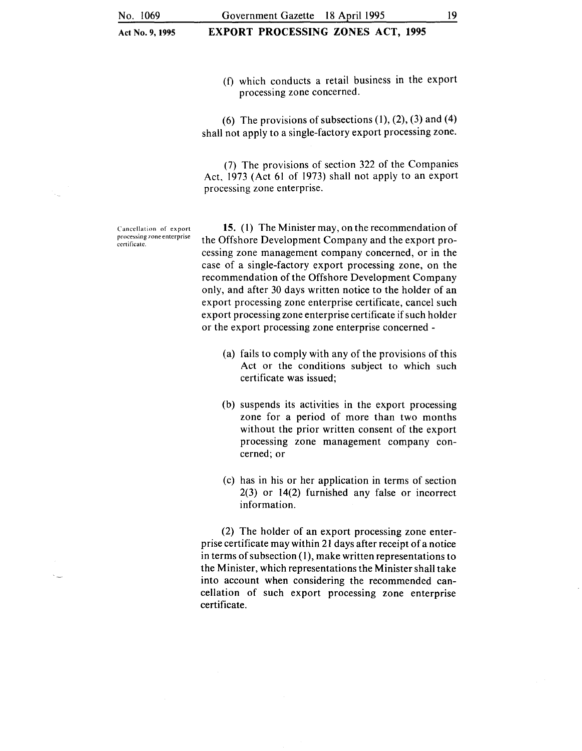(f) which conducts a retail business in the export processing zone concerned.

(6) The provisions of subsections (1), (2), (3) and (4) shall not apply to a single-factory export processing zone.

(7) The provisions of section 322 of the Companies Act, 1973 (Act 61 of 1973) shall not apply to an export processing zone enterprise.

Cancellation of export processing zone enterprise certificate.

**15.** (1) The Minister may, on the recommendation of the Offshore Development Company and the export processing zone management company concerned, or in the case of a single-factory export processing zone, on the recommendation of the Offshore Development Company only, and after 30 days written notice to the holder of an export processing zone enterprise certificate, cancel such export processing zone enterprise certificate if such holder or the export processing zone enterprise concerned -

(a) fails to comply with any of the provisions of this Act or the conditions subject to which such certificate was issued;

(b) suspends its activities in the export processing zone for a period of more than two months without the prior written consent of the export processing zone management company concerned; or

(c) has in his or her application in terms of section 2(3) or 14(2) furnished any false or incorrect information.

(2) The holder of an export processing zone enterprise certificate may within 21 days after receipt of a notice in terms of subsection (1), make written representations to the Minister, which representations the Minister shall take into account when considering the recommended cancellation of such export processing zone enterprise certificate.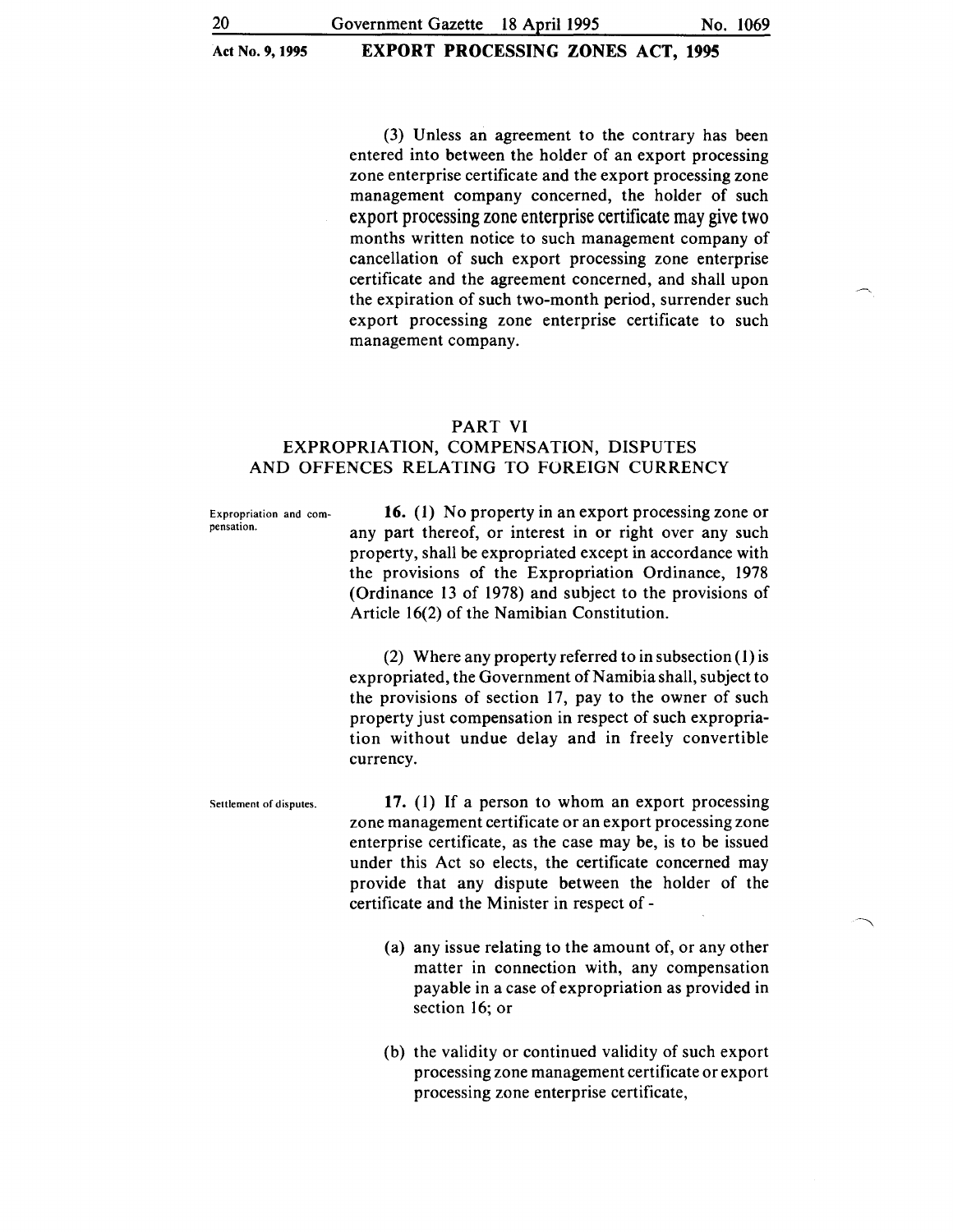(3) Unless an agreement to the contrary has been entered into between the holder of an export processing zone enterprise certificate and the export processing zone management company concerned, the holder of such export processing zone enterprise certificate may give two months written notice to such management company of cancellation of such export processing zone enterprise certificate and the agreement concerned, and shall upon the expiration of such two-month period, surrender such export processing zone enterprise certificate to such management company.

## PART VI
## EXPROPRIATION, COMPENSATION, DISPUTES AND OFFENCES RELATING TO FOREIGN CURRENCY

Expropriation and compensation.

**16.** (1) No property in an export processing zone or any part thereof, or interest in or right over any such property, shall be expropriated except in accordance with the provisions of the Expropriation Ordinance, 1978 (Ordinance 13 of 1978) and subject to the provisions of Article 16(2) of the Namibian Constitution.

(2) Where any property referred to in subsection (1) is expropriated, the Government of Namibia shall, subject to the provisions of section 17, pay to the owner of such property just compensation in respect of such expropriation without undue delay and in freely convertible currency.

Settlement of disputes.

**17.** (1) If a person to whom an export processing zone management certificate or an export processing zone enterprise certificate, as the case may be, is to be issued under this Act so elects, the certificate concerned may provide that any dispute between the holder of the certificate and the Minister in respect of -

(a) any issue relating to the amount of, or any other matter in connection with, any compensation payable in a case of expropriation as provided in section 16; or

(b) the validity or continued validity of such export processing zone management certificate or export processing zone enterprise certificate,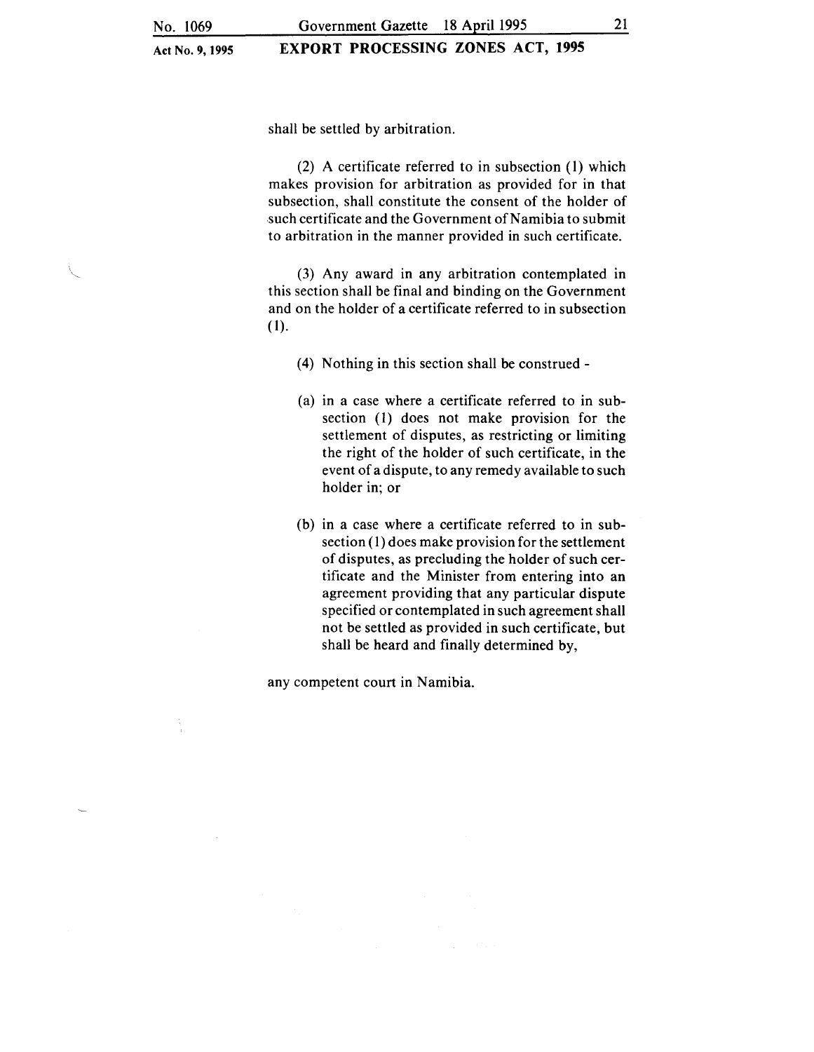shall be settled by arbitration.

(2) A certificate referred to in subsection (1) which makes provision for arbitration as provided for in that subsection, shall constitute the consent of the holder of such certificate and the Government of Namibia to submit to arbitration in the manner provided in such certificate.

(3) Any award in any arbitration contemplated in this section shall be final and binding on the Government and on the holder of a certificate referred to in subsection (1).

(4) Nothing in this section shall be construed -

(a) in a case where a certificate referred to in subsection (1) does not make provision for the settlement of disputes, as restricting or limiting the right of the holder of such certificate, in the event of a dispute, to any remedy available to such holder in; or

(b) in a case where a certificate referred to in subsection (1) does make provision for the settlement of disputes, as precluding the holder of such certificate and the Minister from entering into an agreement providing that any particular dispute specified or contemplated in such agreement shall not be settled as provided in such certificate, but shall be heard and finally determined by,

any competent court in Namibia.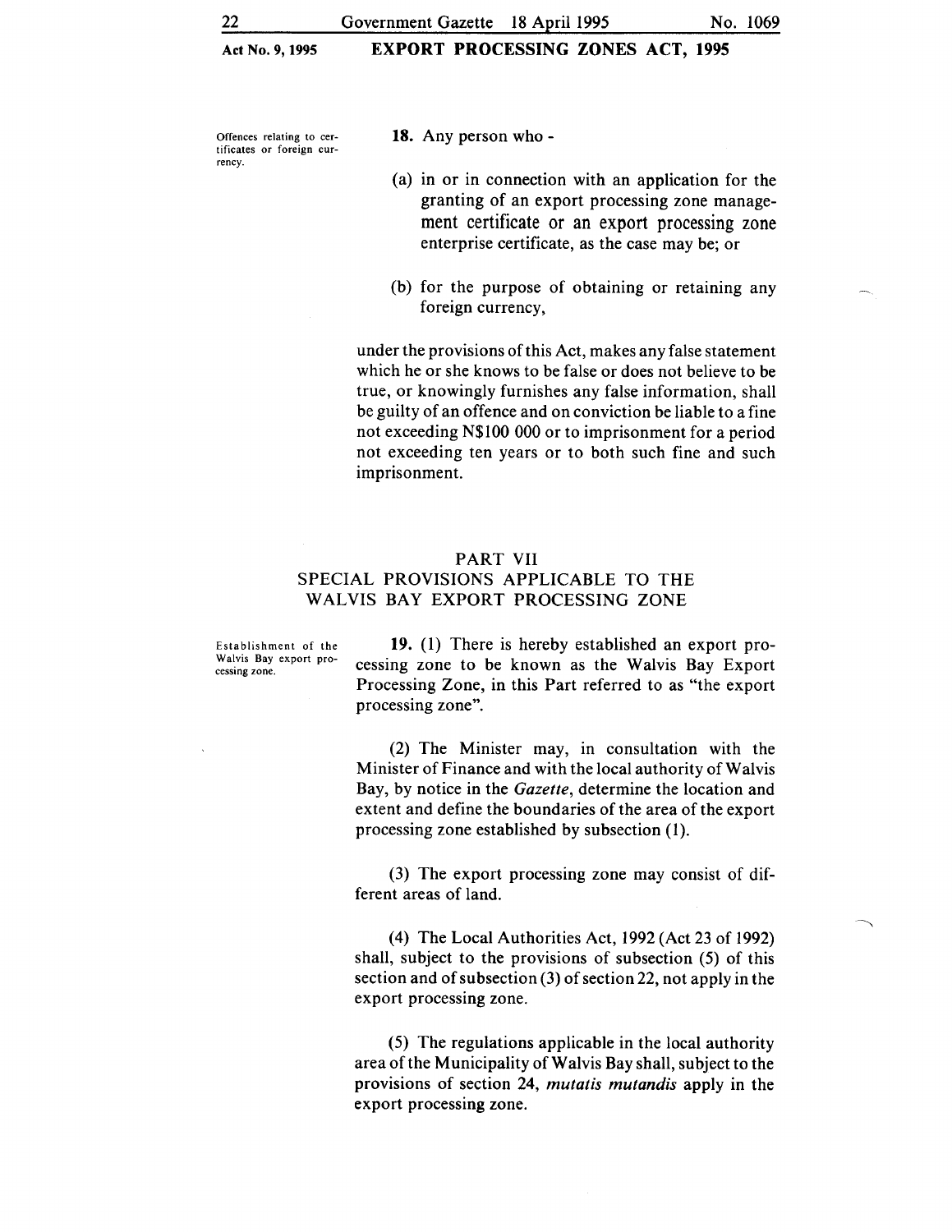Offences relating to certificates or foreign currency.

**18.** Any person who -

(a) in or in connection with an application for the granting of an export processing zone management certificate or an export processing zone enterprise certificate, as the case may be; or

(b) for the purpose of obtaining or retaining any foreign currency,

under the provisions of this Act, makes any false statement which he or she knows to be false or does not believe to be true, or knowingly furnishes any false information, shall be guilty of an offence and on conviction be liable to a fine not exceeding N$100 000 or to imprisonment for a period not exceeding ten years or to both such fine and such imprisonment.

## PART VII
## SPECIAL PROVISIONS APPLICABLE TO THE WALVIS BAY EXPORT PROCESSING ZONE

Establishment of the Walvis Bay export processing zone.

**19.** (1) There is hereby established an export processing zone to be known as the Walvis Bay Export Processing Zone, in this Part referred to as "the export processing zone".

(2) The Minister may, in consultation with the Minister of Finance and with the local authority of Walvis Bay, by notice in the *Gazette*, determine the location and extent and define the boundaries of the area of the export processing zone established by subsection (1).

(3) The export processing zone may consist of different areas of land.

(4) The Local Authorities Act, 1992 (Act 23 of 1992) shall, subject to the provisions of subsection (5) of this section and of subsection (3) of section 22, not apply in the export processing zone.

(5) The regulations applicable in the local authority area of the Municipality of Walvis Bay shall, subject to the provisions of section 24, *mutatis mutandis* apply in the export processing zone.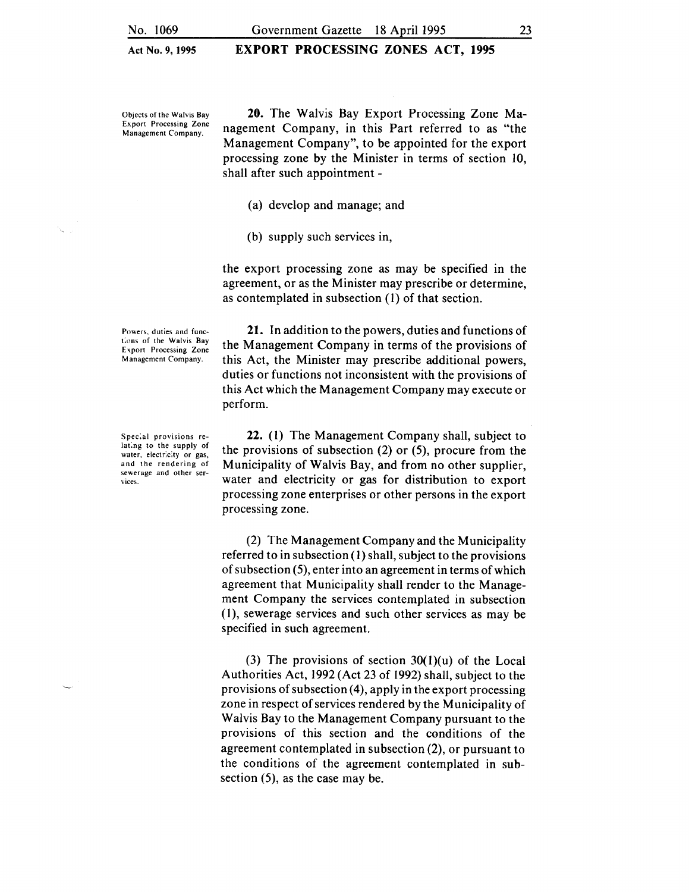**Objects of the Walvis Bay Export Processing Zone Management Company.**

**20.** The Walvis Bay Export Processing Zone Management Company, in this Part referred to as "the Management Company", to be appointed for the export processing zone by the Minister in terms of section 10, shall after such appointment -

(a) develop and manage; and

(b) supply such services in,

the export processing zone as may be specified in the agreement, or as the Minister may prescribe or determine, as contemplated in subsection (1) of that section.

**Powers, duties and functions of the Walvis Bay Export Processing Zone Management Company.**

**21.** In addition to the powers, duties and functions of the Management Company in terms of the provisions of this Act, the Minister may prescribe additional powers, duties or functions not inconsistent with the provisions of this Act which the Management Company may execute or perform.

**Special provisions relating to the supply of water, electricity or gas, and the rendering of sewerage and other services.**

**22.** (1) The Management Company shall, subject to the provisions of subsection (2) or (5), procure from the Municipality of Walvis Bay, and from no other supplier, water and electricity or gas for distribution to export processing zone enterprises or other persons in the export processing zone.

(2) The Management Company and the Municipality referred to in subsection (1) shall, subject to the provisions of subsection (5), enter into an agreement in terms of which agreement that Municipality shall render to the Management Company the services contemplated in subsection (1), sewerage services and such other services as may be specified in such agreement.

(3) The provisions of section 30(1)(u) of the Local Authorities Act, 1992 (Act 23 of 1992) shall, subject to the provisions of subsection (4), apply in the export processing zone in respect of services rendered by the Municipality of Walvis Bay to the Management Company pursuant to the provisions of this section and the conditions of the agreement contemplated in subsection (2), or pursuant to the conditions of the agreement contemplated in subsection (5), as the case may be.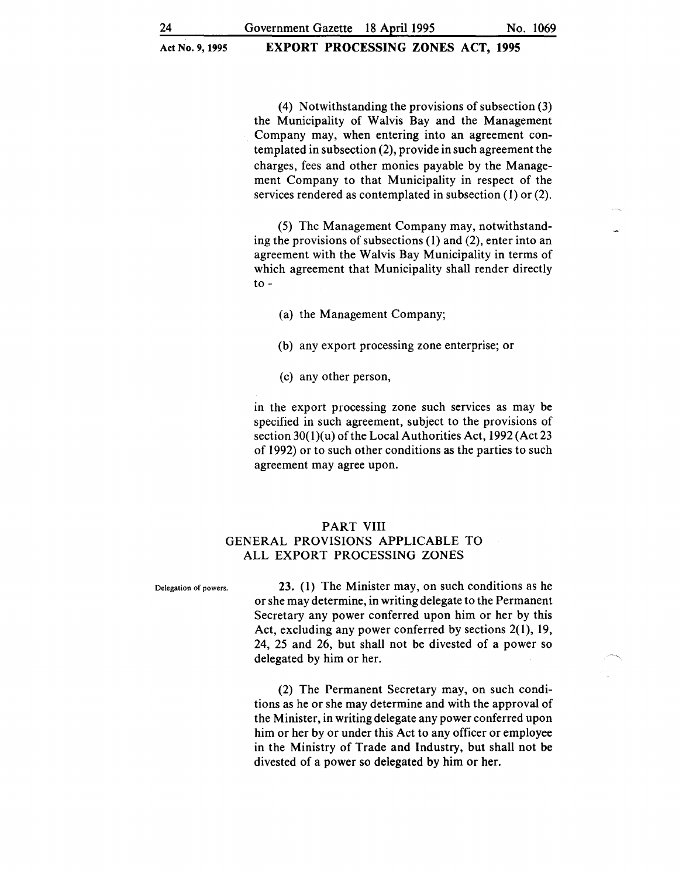(4) Notwithstanding the provisions of subsection (3) the Municipality of Walvis Bay and the Management Company may, when entering into an agreement contemplated in subsection (2), provide in such agreement the charges, fees and other monies payable by the Management Company to that Municipality in respect of the services rendered as contemplated in subsection (1) or (2).

(5) The Management Company may, notwithstanding the provisions of subsections (1) and (2), enter into an agreement with the Walvis Bay Municipality in terms of which agreement that Municipality shall render directly to -

(a) the Management Company;

(b) any export processing zone enterprise; or

(c) any other person,

in the export processing zone such services as may be specified in such agreement, subject to the provisions of section 30(1)(u) of the Local Authorities Act, 1992 (Act 23 of 1992) or to such other conditions as the parties to such agreement may agree upon.

## PART VIII
## GENERAL PROVISIONS APPLICABLE TO ALL EXPORT PROCESSING ZONES

Delegation of powers.

**23.** (1) The Minister may, on such conditions as he or she may determine, in writing delegate to the Permanent Secretary any power conferred upon him or her by this Act, excluding any power conferred by sections 2(1), 19, 24, 25 and 26, but shall not be divested of a power so delegated by him or her.

(2) The Permanent Secretary may, on such conditions as he or she may determine and with the approval of the Minister, in writing delegate any power conferred upon him or her by or under this Act to any officer or employee in the Ministry of Trade and Industry, but shall not be divested of a power so delegated by him or her.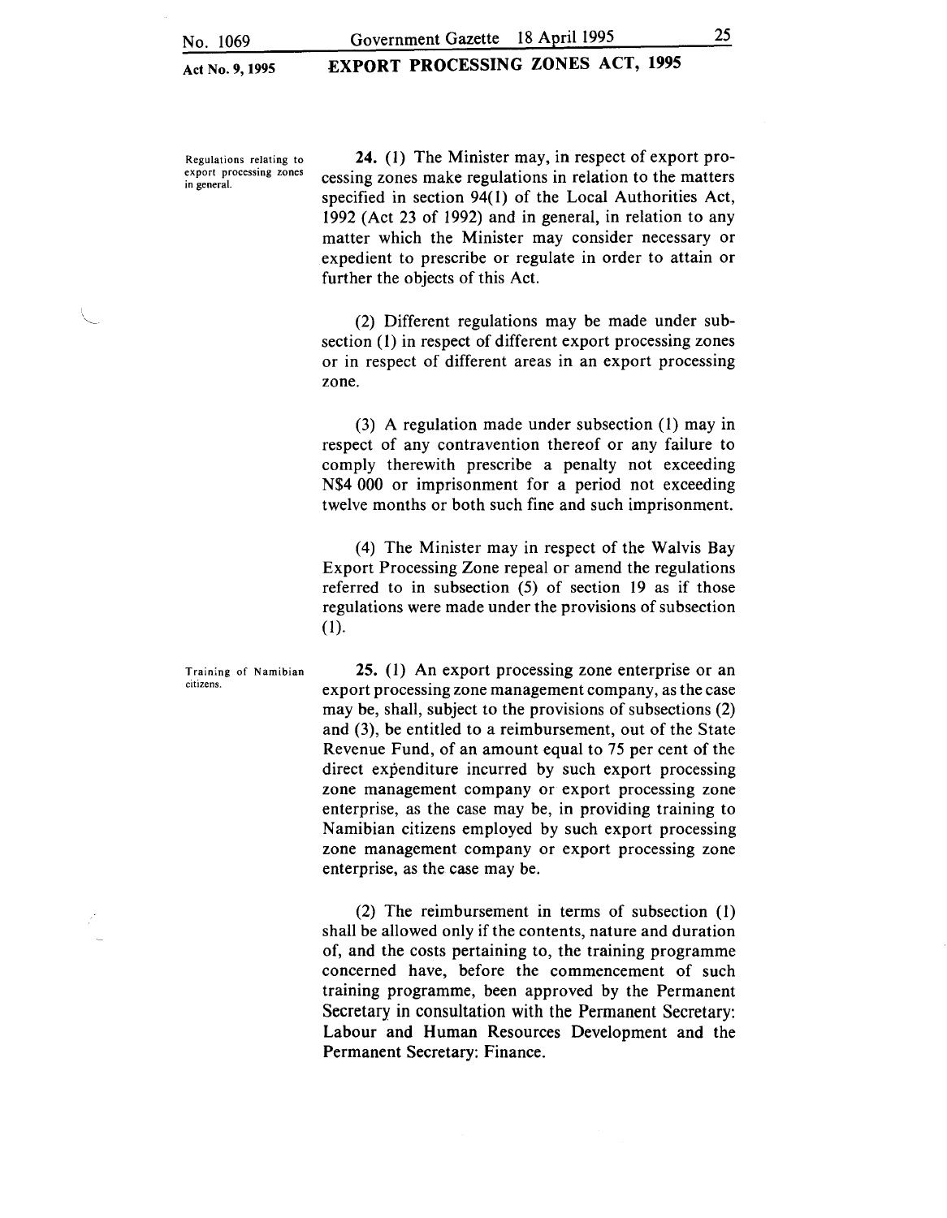**Regulations relating to export processing zones in general.**

**24.** (1) The Minister may, in respect of export processing zones make regulations in relation to the matters specified in section 94(1) of the Local Authorities Act, 1992 (Act 23 of 1992) and in general, in relation to any matter which the Minister may consider necessary or expedient to prescribe or regulate in order to attain or further the objects of this Act.

(2) Different regulations may be made under subsection (1) in respect of different export processing zones or in respect of different areas in an export processing zone.

(3) A regulation made under subsection (1) may in respect of any contravention thereof or any failure to comply therewith prescribe a penalty not exceeding N$4 000 or imprisonment for a period not exceeding twelve months or both such fine and such imprisonment.

(4) The Minister may in respect of the Walvis Bay Export Processing Zone repeal or amend the regulations referred to in subsection (5) of section 19 as if those regulations were made under the provisions of subsection (1).

**Training of Namibian citizens.**

**25.** (1) An export processing zone enterprise or an export processing zone management company, as the case may be, shall, subject to the provisions of subsections (2) and (3), be entitled to a reimbursement, out of the State Revenue Fund, of an amount equal to 75 per cent of the direct expenditure incurred by such export processing zone management company or export processing zone enterprise, as the case may be, in providing training to Namibian citizens employed by such export processing zone management company or export processing zone enterprise, as the case may be.

(2) The reimbursement in terms of subsection (1) shall be allowed only if the contents, nature and duration of, and the costs pertaining to, the training programme concerned have, before the commencement of such training programme, been approved by the Permanent Secretary in consultation with the Permanent Secretary: Labour and Human Resources Development and the Permanent Secretary: Finance.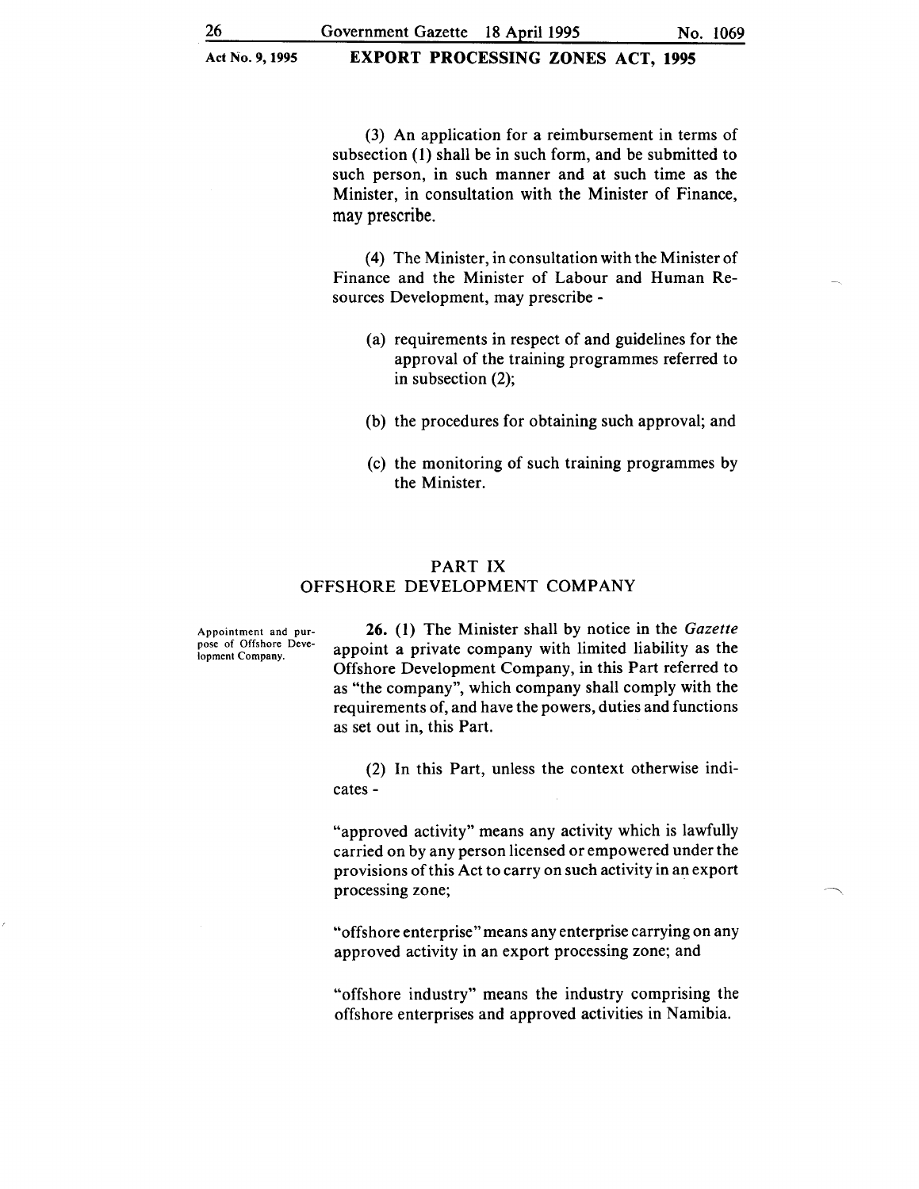(3) An application for a reimbursement in terms of subsection (1) shall be in such form, and be submitted to such person, in such manner and at such time as the Minister, in consultation with the Minister of Finance, may prescribe.

(4) The Minister, in consultation with the Minister of Finance and the Minister of Labour and Human Resources Development, may prescribe -

(a) requirements in respect of and guidelines for the approval of the training programmes referred to in subsection (2);

(b) the procedures for obtaining such approval; and

(c) the monitoring of such training programmes by the Minister.

## PART IX
## OFFSHORE DEVELOPMENT COMPANY

Appointment and purpose of Offshore Development Company.

**26.** (1) The Minister shall by notice in the *Gazette* appoint a private company with limited liability as the Offshore Development Company, in this Part referred to as "the company", which company shall comply with the requirements of, and have the powers, duties and functions as set out in, this Part.

(2) In this Part, unless the context otherwise indicates -

"approved activity" means any activity which is lawfully carried on by any person licensed or empowered under the provisions of this Act to carry on such activity in an export processing zone;

"offshore enterprise" means any enterprise carrying on any approved activity in an export processing zone; and

"offshore industry" means the industry comprising the offshore enterprises and approved activities in Namibia.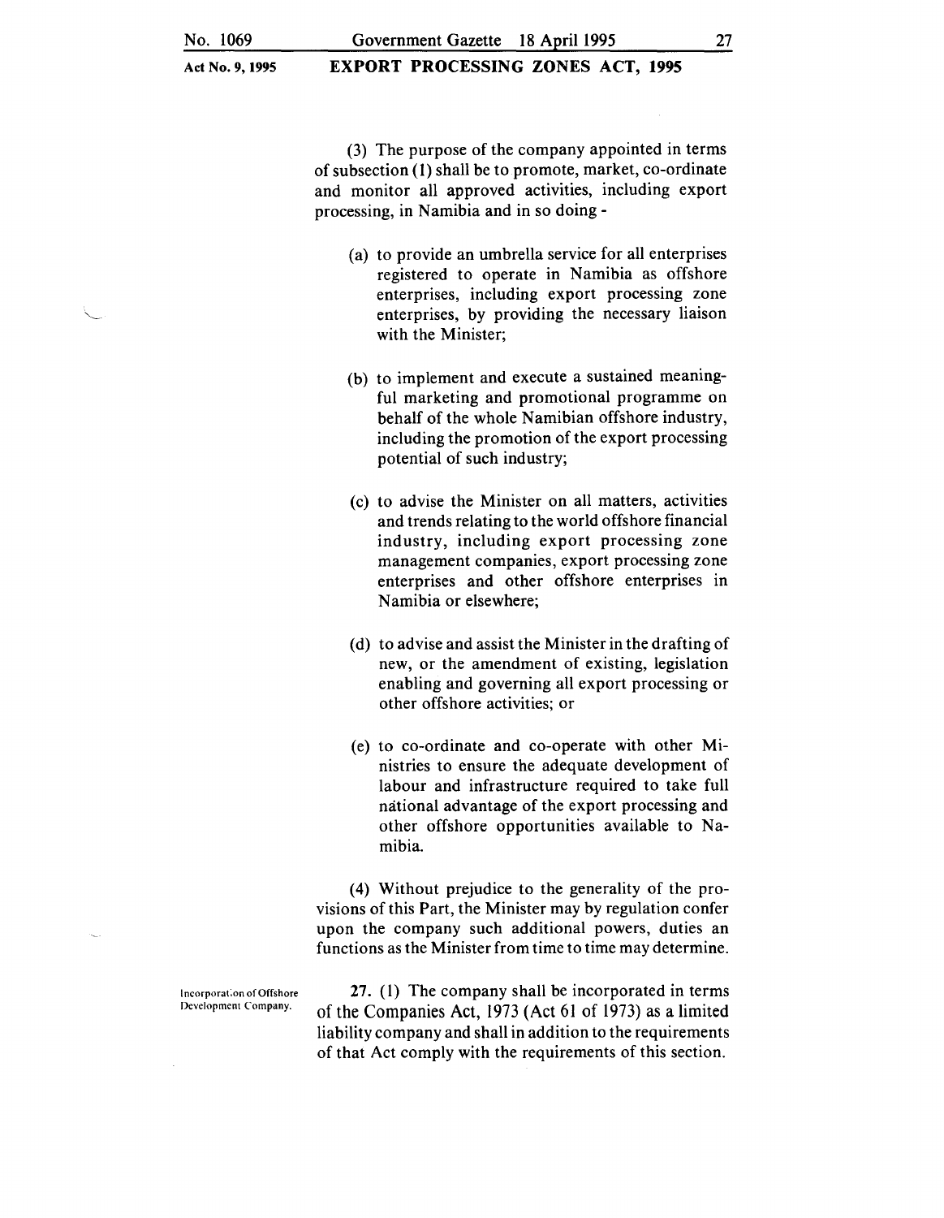(3) The purpose of the company appointed in terms of subsection (1) shall be to promote, market, co-ordinate and monitor all approved activities, including export processing, in Namibia and in so doing -

(a) to provide an umbrella service for all enterprises registered to operate in Namibia as offshore enterprises, including export processing zone enterprises, by providing the necessary liaison with the Minister;

(b) to implement and execute a sustained meaningful marketing and promotional programme on behalf of the whole Namibian offshore industry, including the promotion of the export processing potential of such industry;

(c) to advise the Minister on all matters, activities and trends relating to the world offshore financial industry, including export processing zone management companies, export processing zone enterprises and other offshore enterprises in Namibia or elsewhere;

(d) to advise and assist the Minister in the drafting of new, or the amendment of existing, legislation enabling and governing all export processing or other offshore activities; or

(e) to co-ordinate and co-operate with other Ministries to ensure the adequate development of labour and infrastructure required to take full national advantage of the export processing and other offshore opportunities available to Namibia.

(4) Without prejudice to the generality of the provisions of this Part, the Minister may by regulation confer upon the company such additional powers, duties an functions as the Minister from time to time may determine.

Incorporation of Offshore Development Company.

27. (1) The company shall be incorporated in terms of the Companies Act, 1973 (Act 61 of 1973) as a limited liability company and shall in addition to the requirements of that Act comply with the requirements of this section.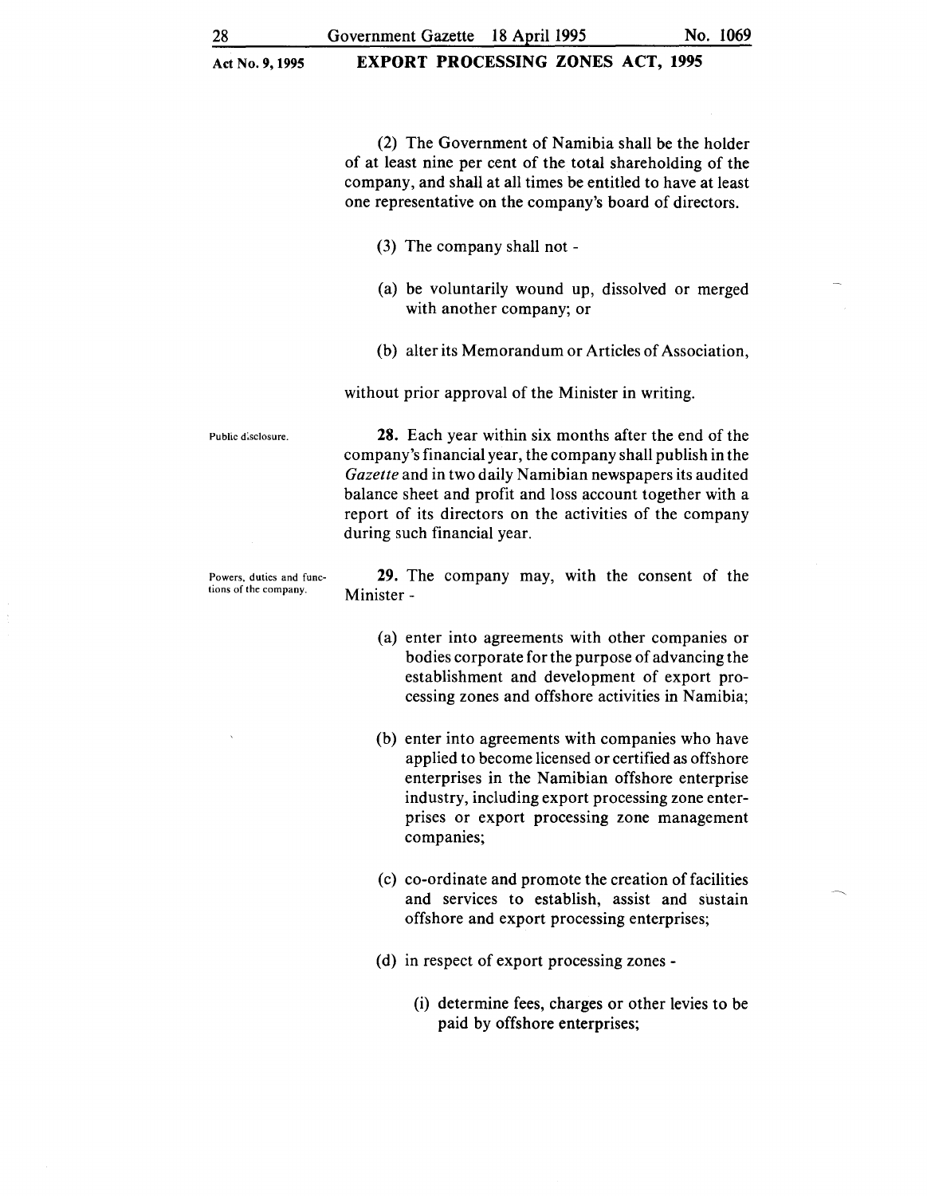(2) The Government of Namibia shall be the holder of at least nine per cent of the total shareholding of the company, and shall at all times be entitled to have at least one representative on the company's board of directors.

(3) The company shall not -

(a) be voluntarily wound up, dissolved or merged with another company; or

(b) alter its Memorandum or Articles of Association,

without prior approval of the Minister in writing.

Public disclosure.

**28.** Each year within six months after the end of the company's financial year, the company shall publish in the *Gazette* and in two daily Namibian newspapers its audited balance sheet and profit and loss account together with a report of its directors on the activities of the company during such financial year.

Powers, duties and functions of the company.

**29.** The company may, with the consent of the Minister -

(a) enter into agreements with other companies or bodies corporate for the purpose of advancing the establishment and development of export processing zones and offshore activities in Namibia;

(b) enter into agreements with companies who have applied to become licensed or certified as offshore enterprises in the Namibian offshore enterprise industry, including export processing zone enterprises or export processing zone management companies;

(c) co-ordinate and promote the creation of facilities and services to establish, assist and sustain offshore and export processing enterprises;

(d) in respect of export processing zones -

(i) determine fees, charges or other levies to be paid by offshore enterprises;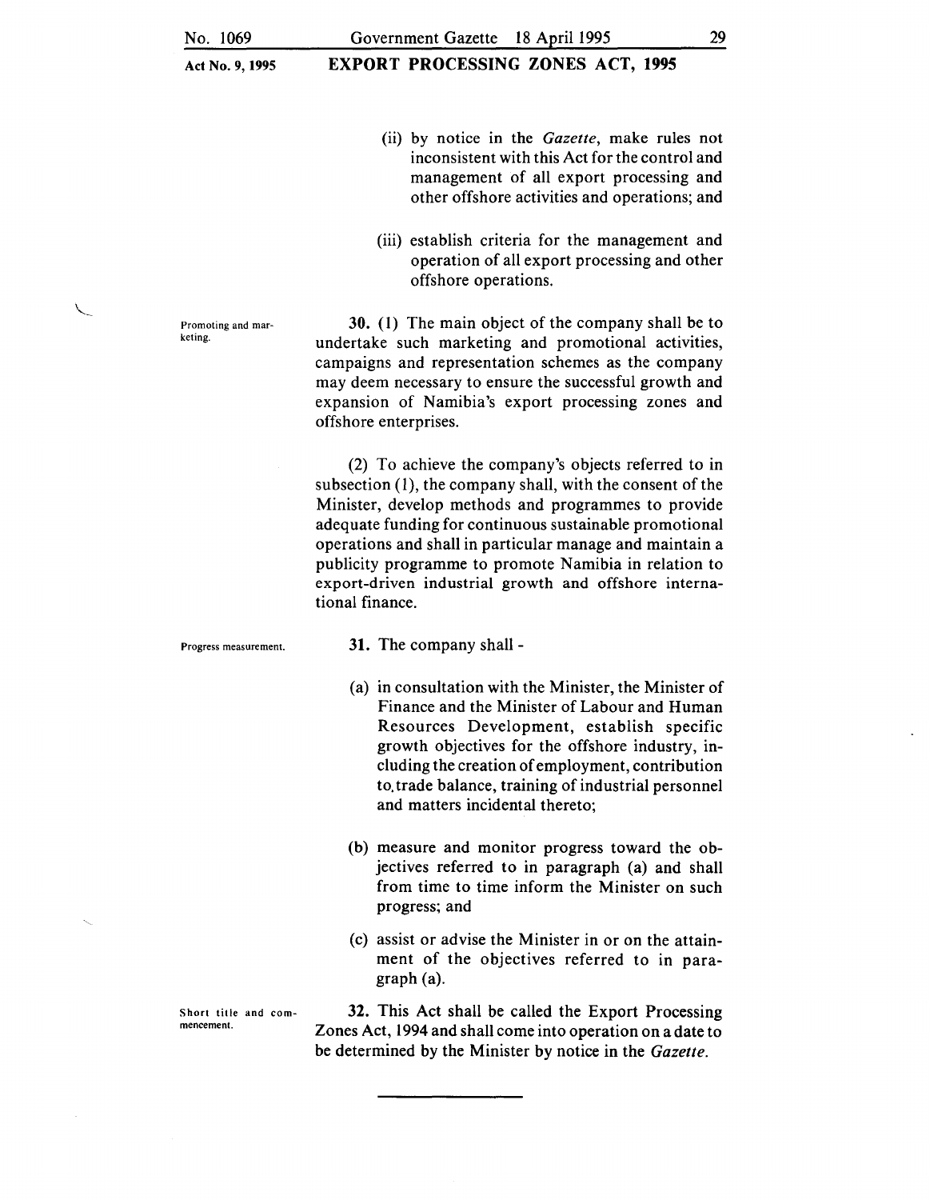(ii) by notice in the *Gazette*, make rules not inconsistent with this Act for the control and management of all export processing and other offshore activities and operations; and

(iii) establish criteria for the management and operation of all export processing and other offshore operations.

Promoting and marketing.

**30.** (1) The main object of the company shall be to undertake such marketing and promotional activities, campaigns and representation schemes as the company may deem necessary to ensure the successful growth and expansion of Namibia's export processing zones and offshore enterprises.

(2) To achieve the company's objects referred to in subsection (1), the company shall, with the consent of the Minister, develop methods and programmes to provide adequate funding for continuous sustainable promotional operations and shall in particular manage and maintain a publicity programme to promote Namibia in relation to export-driven industrial growth and offshore international finance.

Progress measurement.

**31.** The company shall -

(a) in consultation with the Minister, the Minister of Finance and the Minister of Labour and Human Resources Development, establish specific growth objectives for the offshore industry, including the creation of employment, contribution to trade balance, training of industrial personnel and matters incidental thereto;

(b) measure and monitor progress toward the objectives referred to in paragraph (a) and shall from time to time inform the Minister on such progress; and

(c) assist or advise the Minister in or on the attainment of the objectives referred to in paragraph (a).

Short title and commencement.

**32.** This Act shall be called the Export Processing Zones Act, 1994 and shall come into operation on a date to be determined by the Minister by notice in the *Gazette*.